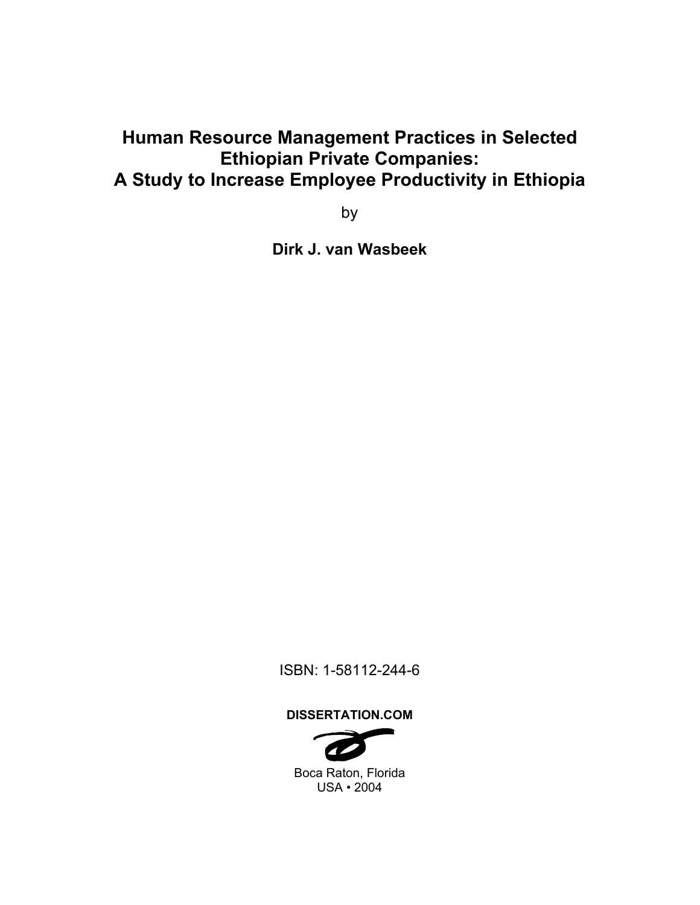# Human Resource Management Practices in Selected Ethiopian Private Companies: A Study to Increase Employee Productivity in Ethiopia

by

**Dirk J. van Wasbeek**

ISBN: 1-58112-244-6

**DISSERTATION.COM**

Boca Raton, Florida
USA • 2004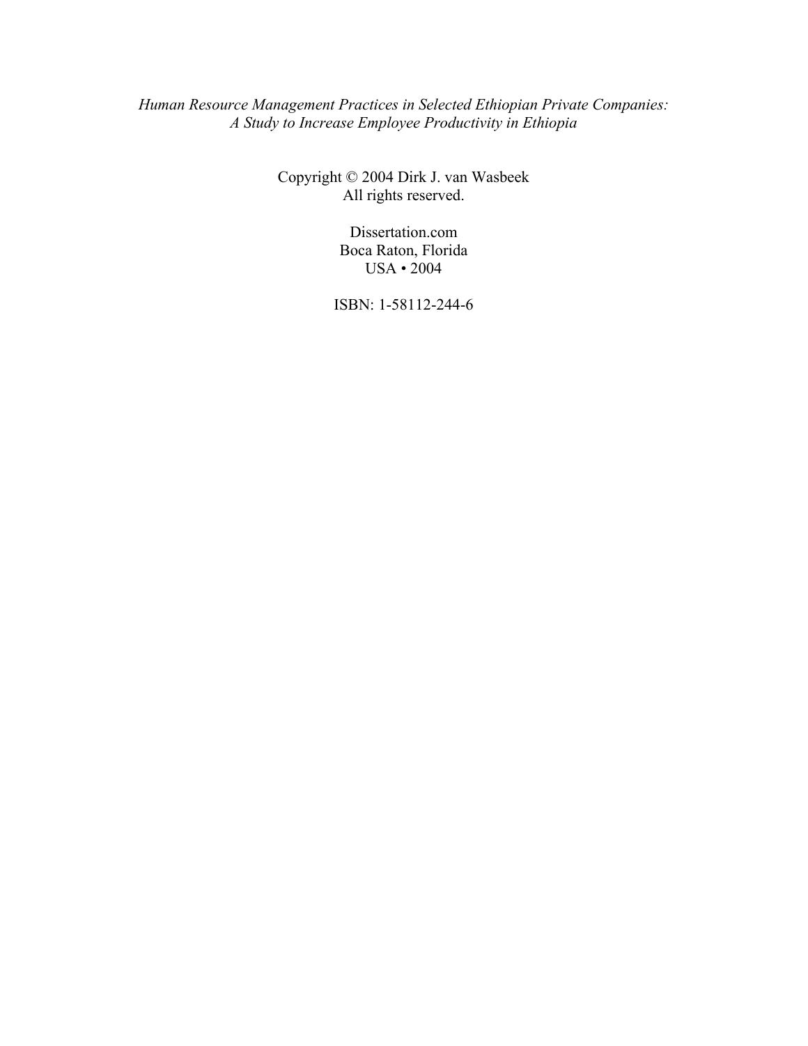*Human Resource Management Practices in Selected Ethiopian Private Companies: A Study to Increase Employee Productivity in Ethiopia*

Copyright © 2004 Dirk J. van Wasbeek
All rights reserved.

Dissertation.com
Boca Raton, Florida
USA • 2004

ISBN: 1-58112-244-6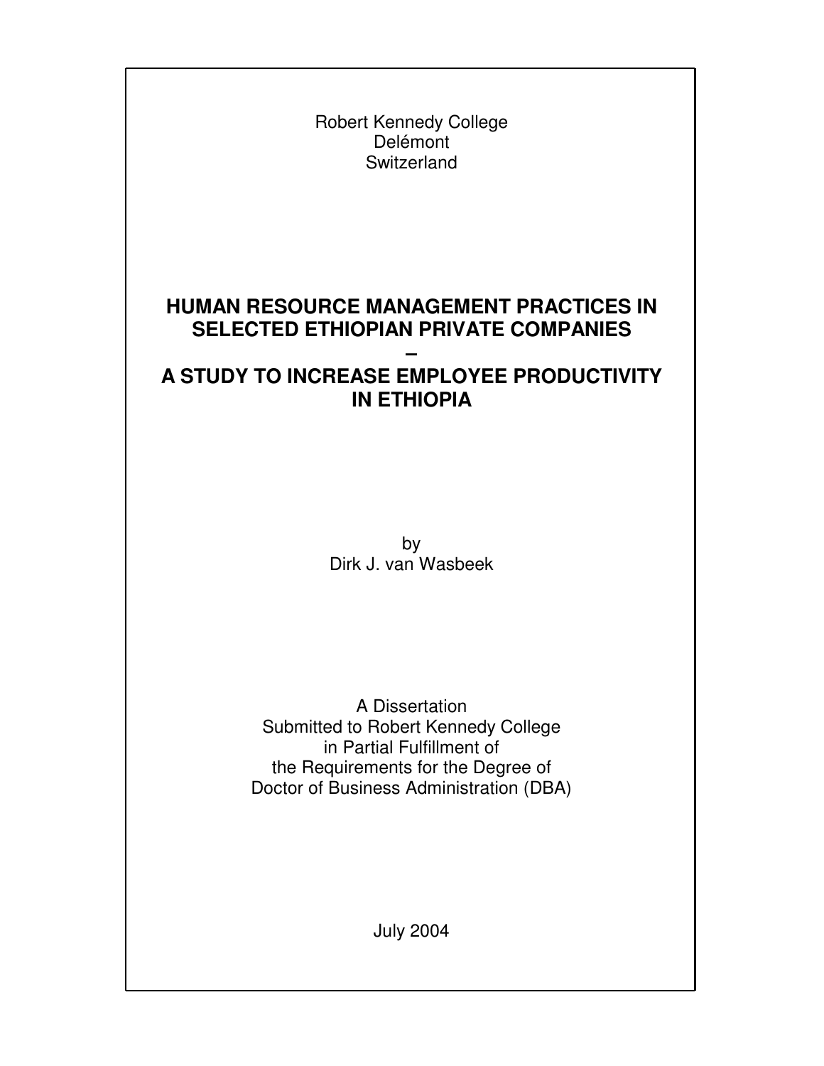Robert Kennedy College
Delémont
Switzerland

# HUMAN RESOURCE MANAGEMENT PRACTICES IN SELECTED ETHIOPIAN PRIVATE COMPANIES
# –
# A STUDY TO INCREASE EMPLOYEE PRODUCTIVITY IN ETHIOPIA

by
Dirk J. van Wasbeek

A Dissertation
Submitted to Robert Kennedy College
in Partial Fulfillment of
the Requirements for the Degree of
Doctor of Business Administration (DBA)

July 2004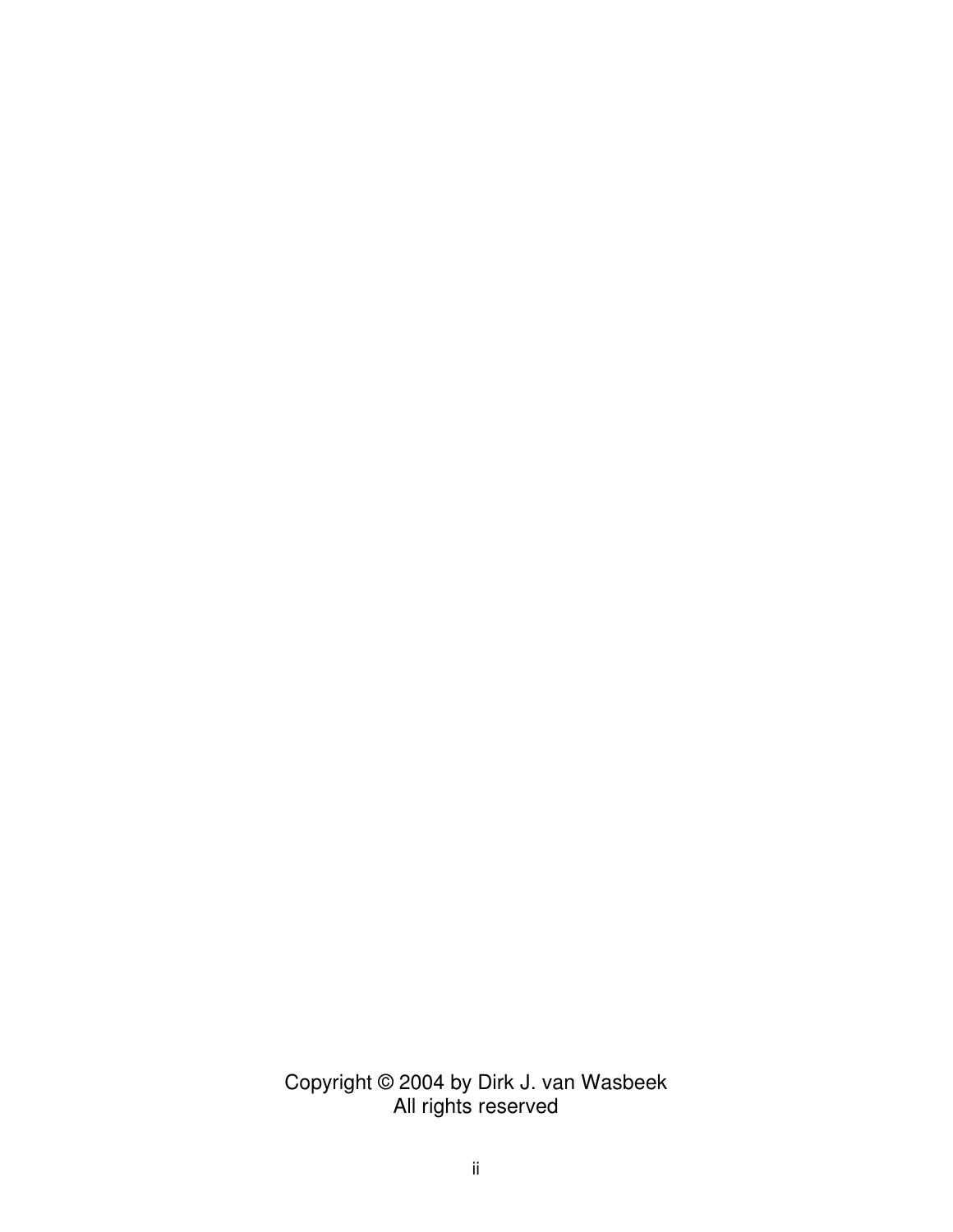Copyright © 2004 by Dirk J. van Wasbeek
All rights reserved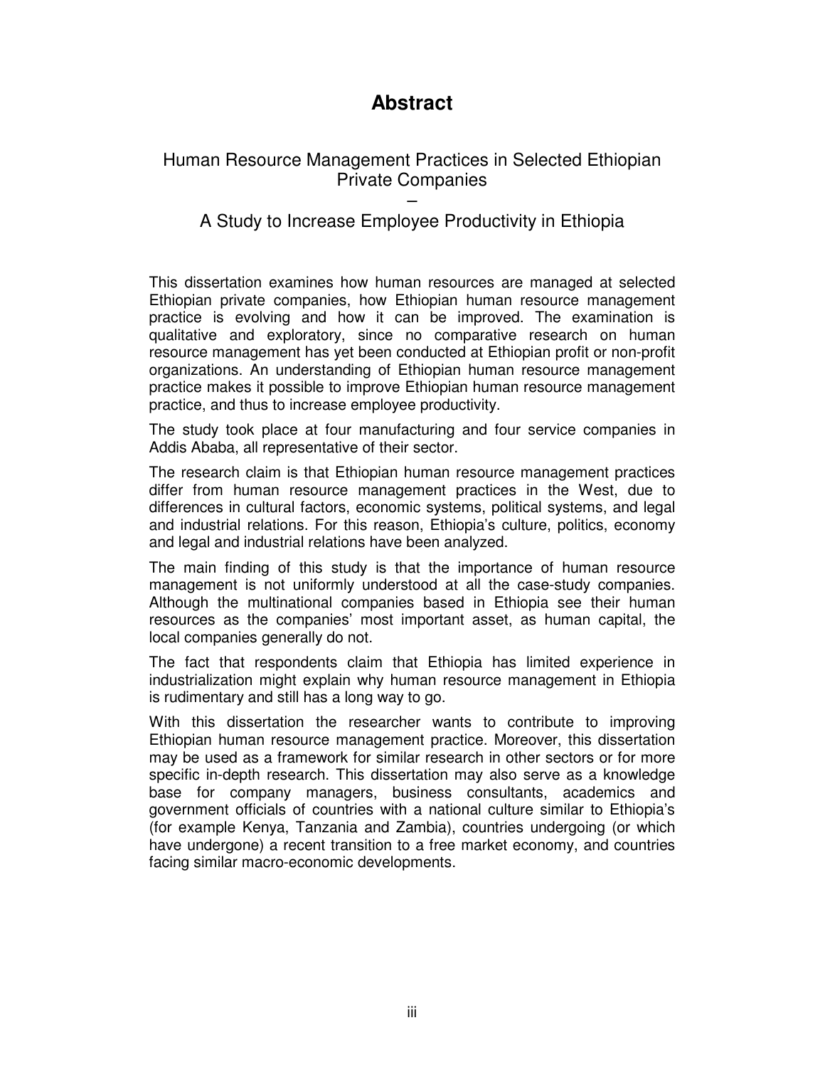# Abstract

## Human Resource Management Practices in Selected Ethiopian Private Companies – A Study to Increase Employee Productivity in Ethiopia

This dissertation examines how human resources are managed at selected Ethiopian private companies, how Ethiopian human resource management practice is evolving and how it can be improved. The examination is qualitative and exploratory, since no comparative research on human resource management has yet been conducted at Ethiopian profit or non-profit organizations. An understanding of Ethiopian human resource management practice makes it possible to improve Ethiopian human resource management practice, and thus to increase employee productivity.

The study took place at four manufacturing and four service companies in Addis Ababa, all representative of their sector.

The research claim is that Ethiopian human resource management practices differ from human resource management practices in the West, due to differences in cultural factors, economic systems, political systems, and legal and industrial relations. For this reason, Ethiopia's culture, politics, economy and legal and industrial relations have been analyzed.

The main finding of this study is that the importance of human resource management is not uniformly understood at all the case-study companies. Although the multinational companies based in Ethiopia see their human resources as the companies' most important asset, as human capital, the local companies generally do not.

The fact that respondents claim that Ethiopia has limited experience in industrialization might explain why human resource management in Ethiopia is rudimentary and still has a long way to go.

With this dissertation the researcher wants to contribute to improving Ethiopian human resource management practice. Moreover, this dissertation may be used as a framework for similar research in other sectors or for more specific in-depth research. This dissertation may also serve as a knowledge base for company managers, business consultants, academics and government officials of countries with a national culture similar to Ethiopia's (for example Kenya, Tanzania and Zambia), countries undergoing (or which have undergone) a recent transition to a free market economy, and countries facing similar macro-economic developments.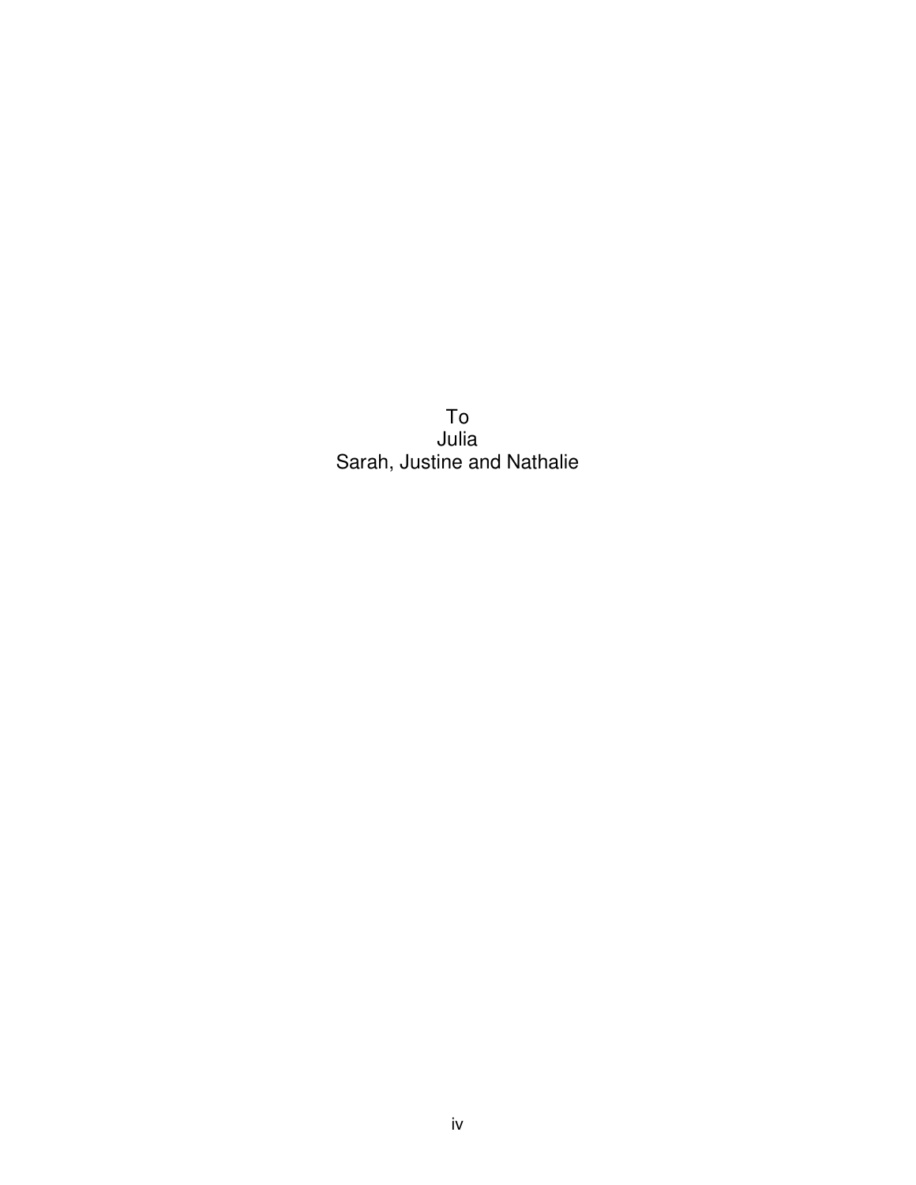To  
Julia  
Sarah, Justine and Nathalie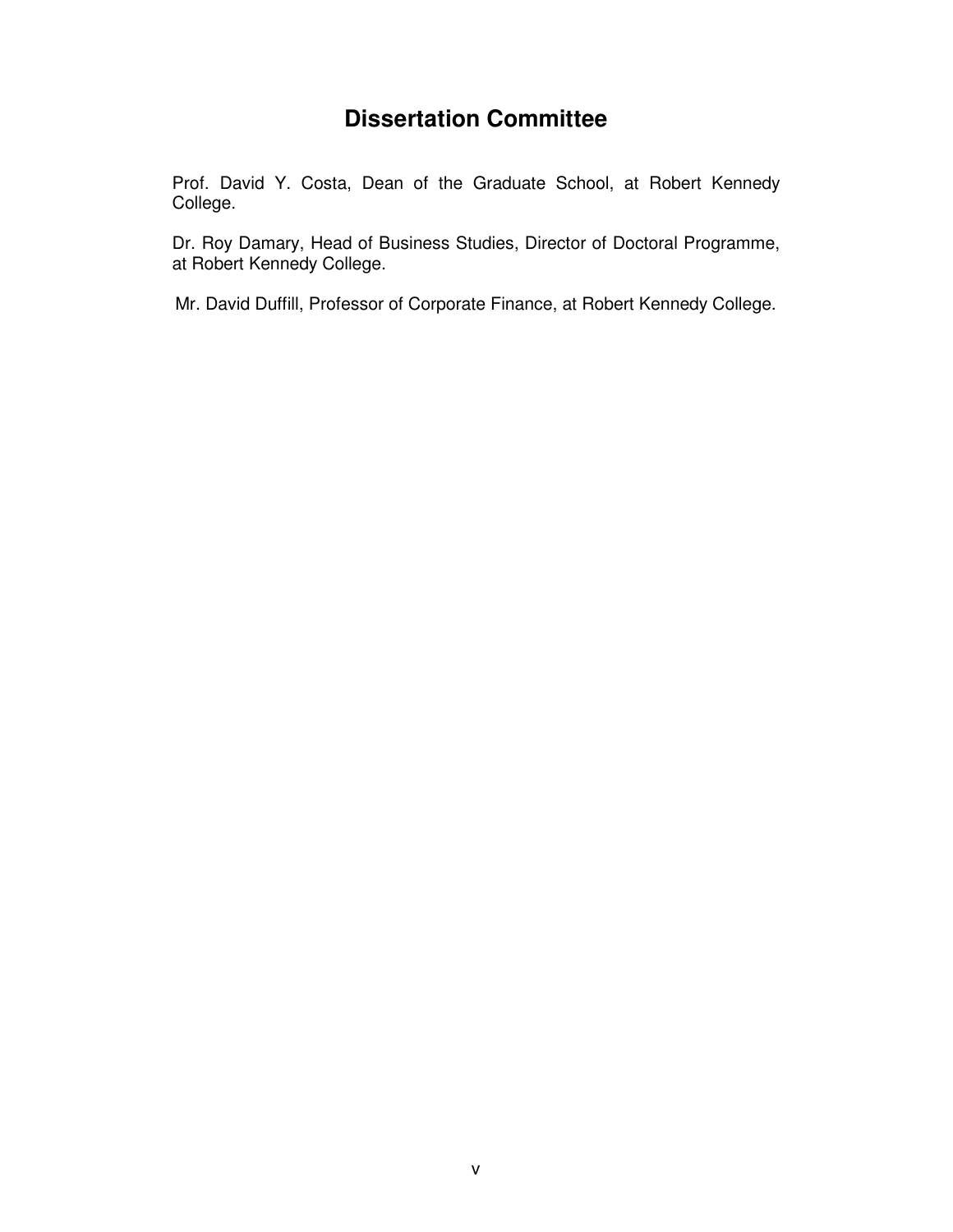# Dissertation Committee

Prof. David Y. Costa, Dean of the Graduate School, at Robert Kennedy College.

Dr. Roy Damary, Head of Business Studies, Director of Doctoral Programme, at Robert Kennedy College.

Mr. David Duffill, Professor of Corporate Finance, at Robert Kennedy College.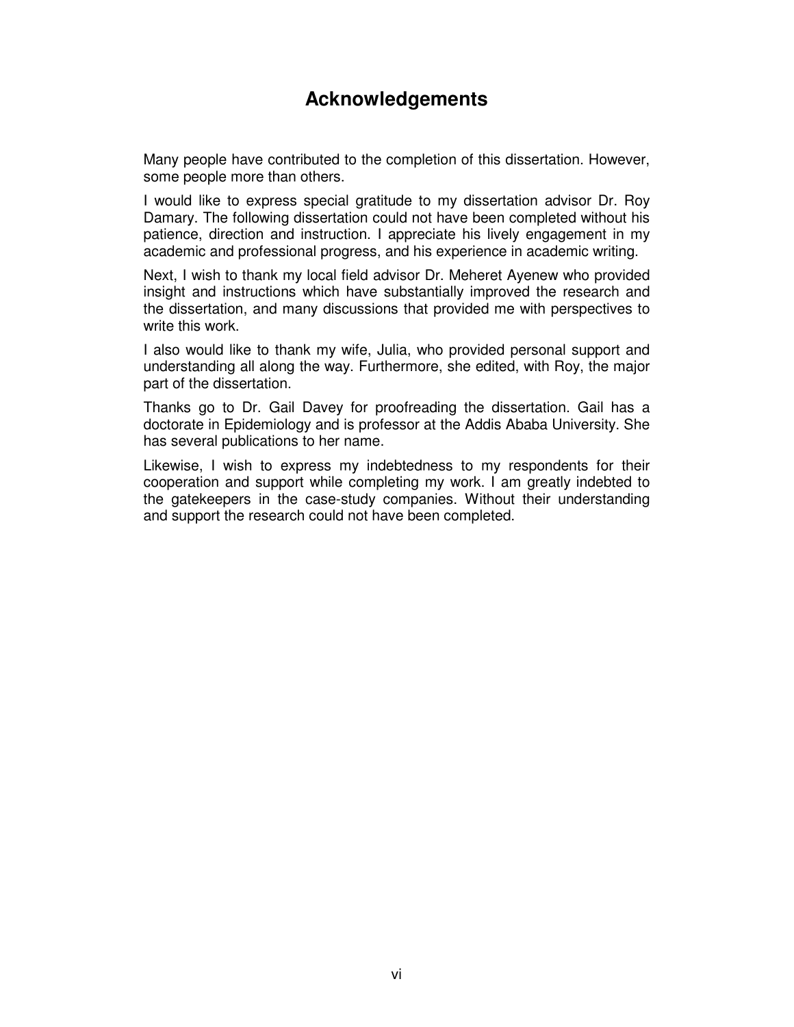# Acknowledgements

Many people have contributed to the completion of this dissertation. However, some people more than others.

I would like to express special gratitude to my dissertation advisor Dr. Roy Damary. The following dissertation could not have been completed without his patience, direction and instruction. I appreciate his lively engagement in my academic and professional progress, and his experience in academic writing.

Next, I wish to thank my local field advisor Dr. Meheret Ayenew who provided insight and instructions which have substantially improved the research and the dissertation, and many discussions that provided me with perspectives to write this work.

I also would like to thank my wife, Julia, who provided personal support and understanding all along the way. Furthermore, she edited, with Roy, the major part of the dissertation.

Thanks go to Dr. Gail Davey for proofreading the dissertation. Gail has a doctorate in Epidemiology and is professor at the Addis Ababa University. She has several publications to her name.

Likewise, I wish to express my indebtedness to my respondents for their cooperation and support while completing my work. I am greatly indebted to the gatekeepers in the case-study companies. Without their understanding and support the research could not have been completed.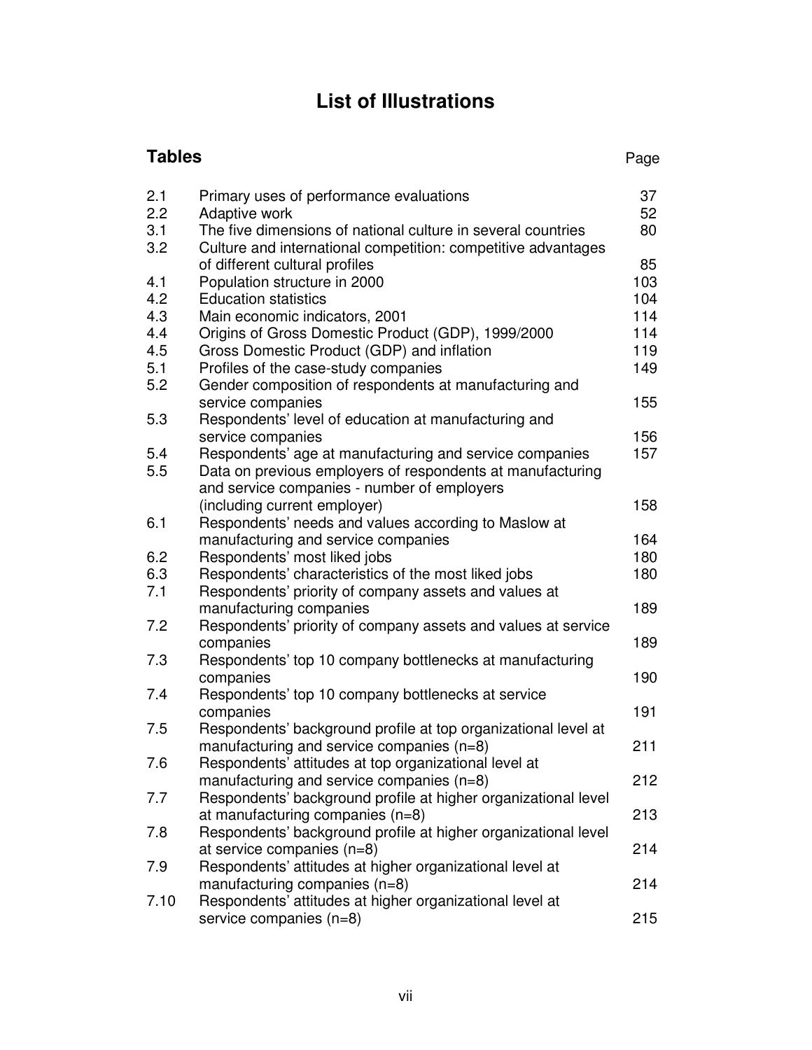# List of Illustrations

## Tables

| | | Page |
|---|---|---|
| 2.1 | Primary uses of performance evaluations | 37 |
| 2.2 | Adaptive work | 52 |
| 3.1 | The five dimensions of national culture in several countries | 80 |
| 3.2 | Culture and international competition: competitive advantages of different cultural profiles | 85 |
| 4.1 | Population structure in 2000 | 103 |
| 4.2 | Education statistics | 104 |
| 4.3 | Main economic indicators, 2001 | 114 |
| 4.4 | Origins of Gross Domestic Product (GDP), 1999/2000 | 114 |
| 4.5 | Gross Domestic Product (GDP) and inflation | 119 |
| 5.1 | Profiles of the case-study companies | 149 |
| 5.2 | Gender composition of respondents at manufacturing and service companies | 155 |
| 5.3 | Respondents' level of education at manufacturing and service companies | 156 |
| 5.4 | Respondents' age at manufacturing and service companies | 157 |
| 5.5 | Data on previous employers of respondents at manufacturing and service companies - number of employers (including current employer) | 158 |
| 6.1 | Respondents' needs and values according to Maslow at manufacturing and service companies | 164 |
| 6.2 | Respondents' most liked jobs | 180 |
| 6.3 | Respondents' characteristics of the most liked jobs | 180 |
| 7.1 | Respondents' priority of company assets and values at manufacturing companies | 189 |
| 7.2 | Respondents' priority of company assets and values at service companies | 189 |
| 7.3 | Respondents' top 10 company bottlenecks at manufacturing companies | 190 |
| 7.4 | Respondents' top 10 company bottlenecks at service companies | 191 |
| 7.5 | Respondents' background profile at top organizational level at manufacturing and service companies (n=8) | 211 |
| 7.6 | Respondents' attitudes at top organizational level at manufacturing and service companies (n=8) | 212 |
| 7.7 | Respondents' background profile at higher organizational level at manufacturing companies (n=8) | 213 |
| 7.8 | Respondents' background profile at higher organizational level at service companies (n=8) | 214 |
| 7.9 | Respondents' attitudes at higher organizational level at manufacturing companies (n=8) | 214 |
| 7.10 | Respondents' attitudes at higher organizational level at service companies (n=8) | 215 |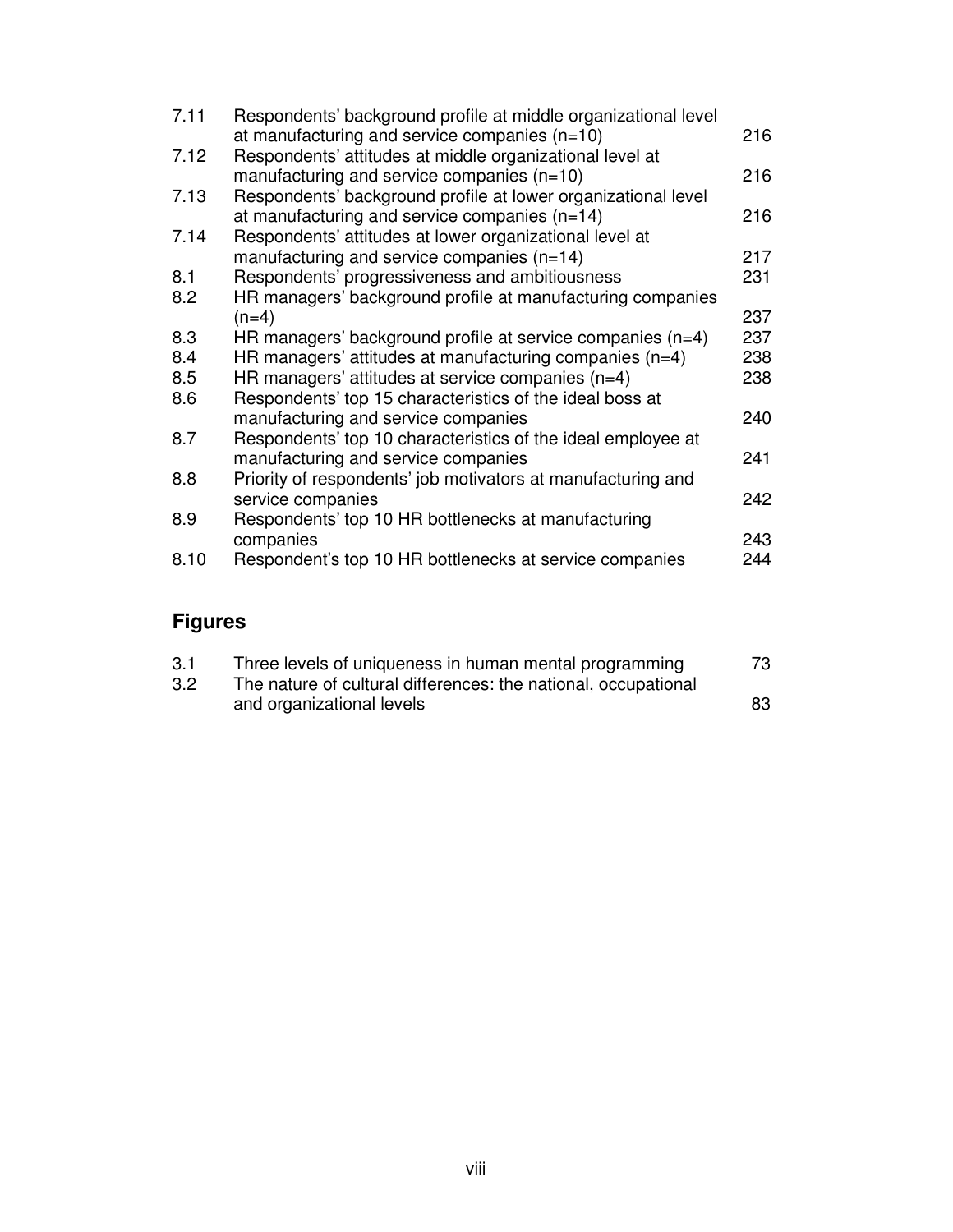| | | |
|---|---|---|
| 7.11 | Respondents' background profile at middle organizational level at manufacturing and service companies (n=10) | 216 |
| 7.12 | Respondents' attitudes at middle organizational level at manufacturing and service companies (n=10) | 216 |
| 7.13 | Respondents' background profile at lower organizational level at manufacturing and service companies (n=14) | 216 |
| 7.14 | Respondents' attitudes at lower organizational level at manufacturing and service companies (n=14) | 217 |
| 8.1 | Respondents' progressiveness and ambitiousness | 231 |
| 8.2 | HR managers' background profile at manufacturing companies (n=4) | 237 |
| 8.3 | HR managers' background profile at service companies (n=4) | 237 |
| 8.4 | HR managers' attitudes at manufacturing companies (n=4) | 238 |
| 8.5 | HR managers' attitudes at service companies (n=4) | 238 |
| 8.6 | Respondents' top 15 characteristics of the ideal boss at manufacturing and service companies | 240 |
| 8.7 | Respondents' top 10 characteristics of the ideal employee at manufacturing and service companies | 241 |
| 8.8 | Priority of respondents' job motivators at manufacturing and service companies | 242 |
| 8.9 | Respondents' top 10 HR bottlenecks at manufacturing companies | 243 |
| 8.10 | Respondent's top 10 HR bottlenecks at service companies | 244 |

## Figures

| | | |
|---|---|---|
| 3.1 | Three levels of uniqueness in human mental programming | 73 |
| 3.2 | The nature of cultural differences: the national, occupational and organizational levels | 83 |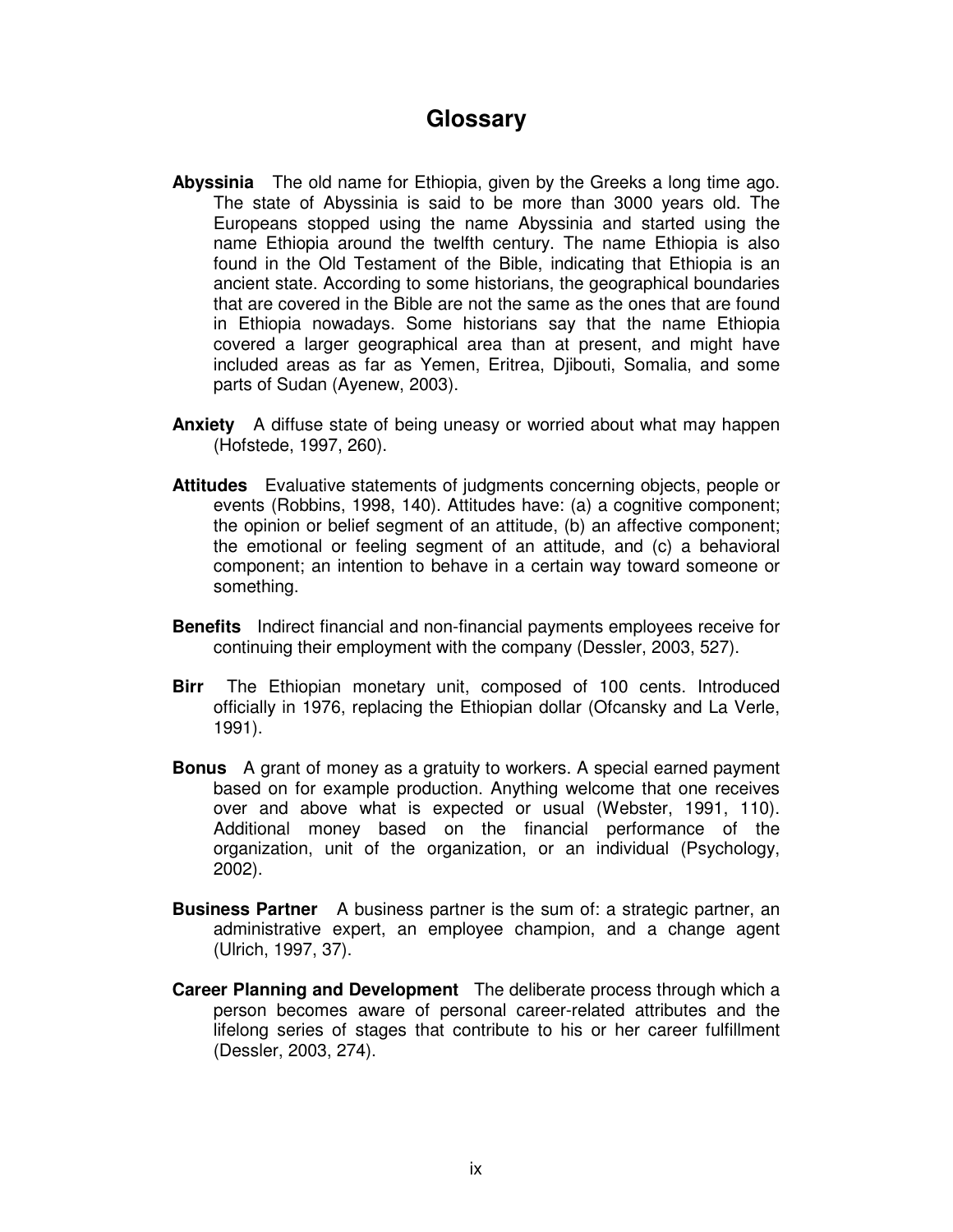# Glossary

**Abyssinia** The old name for Ethiopia, given by the Greeks a long time ago. The state of Abyssinia is said to be more than 3000 years old. The Europeans stopped using the name Abyssinia and started using the name Ethiopia around the twelfth century. The name Ethiopia is also found in the Old Testament of the Bible, indicating that Ethiopia is an ancient state. According to some historians, the geographical boundaries that are covered in the Bible are not the same as the ones that are found in Ethiopia nowadays. Some historians say that the name Ethiopia covered a larger geographical area than at present, and might have included areas as far as Yemen, Eritrea, Djibouti, Somalia, and some parts of Sudan (Ayenew, 2003).

**Anxiety** A diffuse state of being uneasy or worried about what may happen (Hofstede, 1997, 260).

**Attitudes** Evaluative statements of judgments concerning objects, people or events (Robbins, 1998, 140). Attitudes have: (a) a cognitive component; the opinion or belief segment of an attitude, (b) an affective component; the emotional or feeling segment of an attitude, and (c) a behavioral component; an intention to behave in a certain way toward someone or something.

**Benefits** Indirect financial and non-financial payments employees receive for continuing their employment with the company (Dessler, 2003, 527).

**Birr** The Ethiopian monetary unit, composed of 100 cents. Introduced officially in 1976, replacing the Ethiopian dollar (Ofcansky and La Verle, 1991).

**Bonus** A grant of money as a gratuity to workers. A special earned payment based on for example production. Anything welcome that one receives over and above what is expected or usual (Webster, 1991, 110). Additional money based on the financial performance of the organization, unit of the organization, or an individual (Psychology, 2002).

**Business Partner** A business partner is the sum of: a strategic partner, an administrative expert, an employee champion, and a change agent (Ulrich, 1997, 37).

**Career Planning and Development** The deliberate process through which a person becomes aware of personal career-related attributes and the lifelong series of stages that contribute to his or her career fulfillment (Dessler, 2003, 274).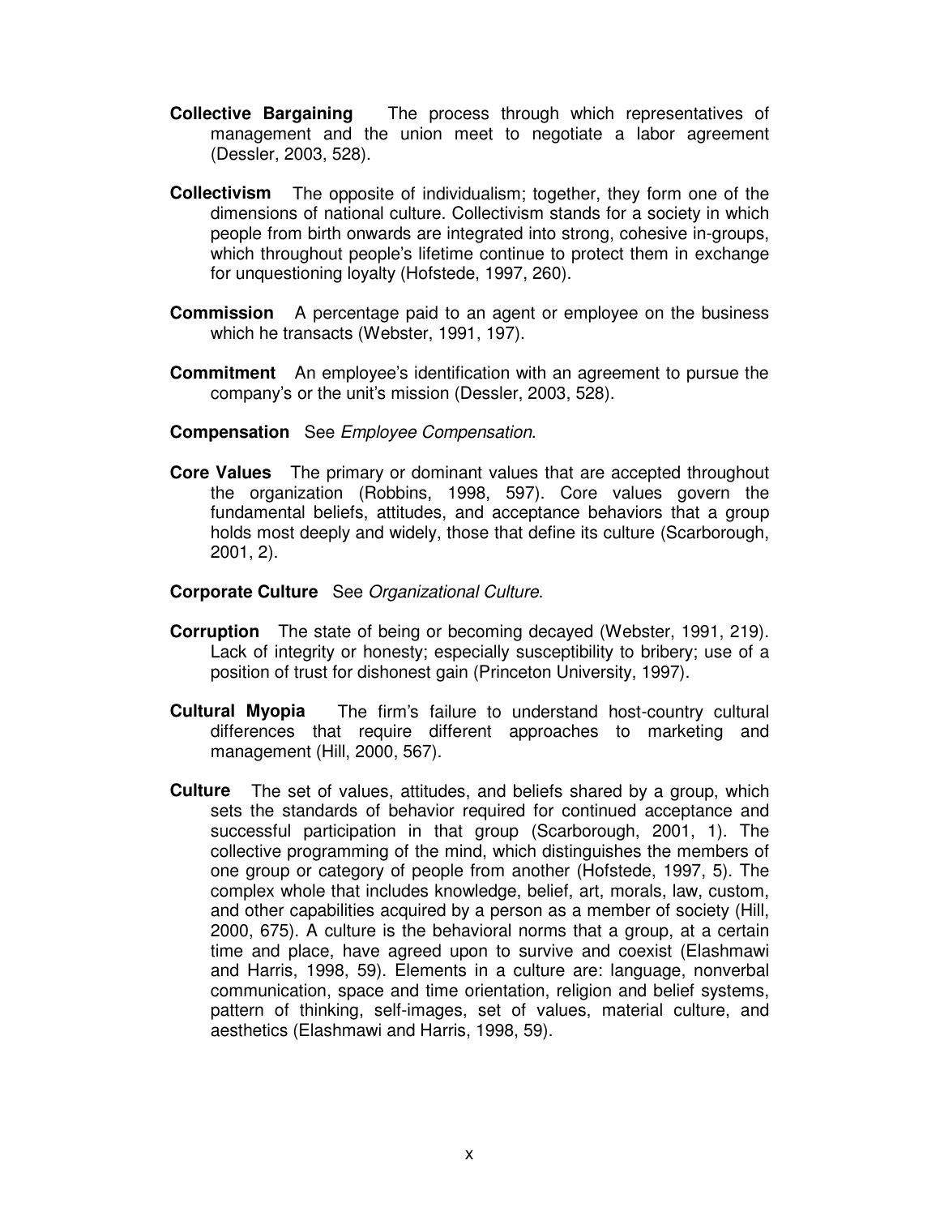**Collective Bargaining** The process through which representatives of management and the union meet to negotiate a labor agreement (Dessler, 2003, 528).

**Collectivism** The opposite of individualism; together, they form one of the dimensions of national culture. Collectivism stands for a society in which people from birth onwards are integrated into strong, cohesive in-groups, which throughout people's lifetime continue to protect them in exchange for unquestioning loyalty (Hofstede, 1997, 260).

**Commission** A percentage paid to an agent or employee on the business which he transacts (Webster, 1991, 197).

**Commitment** An employee's identification with an agreement to pursue the company's or the unit's mission (Dessler, 2003, 528).

**Compensation** See *Employee Compensation*.

**Core Values** The primary or dominant values that are accepted throughout the organization (Robbins, 1998, 597). Core values govern the fundamental beliefs, attitudes, and acceptance behaviors that a group holds most deeply and widely, those that define its culture (Scarborough, 2001, 2).

**Corporate Culture** See *Organizational Culture*.

**Corruption** The state of being or becoming decayed (Webster, 1991, 219). Lack of integrity or honesty; especially susceptibility to bribery; use of a position of trust for dishonest gain (Princeton University, 1997).

**Cultural Myopia** The firm's failure to understand host-country cultural differences that require different approaches to marketing and management (Hill, 2000, 567).

**Culture** The set of values, attitudes, and beliefs shared by a group, which sets the standards of behavior required for continued acceptance and successful participation in that group (Scarborough, 2001, 1). The collective programming of the mind, which distinguishes the members of one group or category of people from another (Hofstede, 1997, 5). The complex whole that includes knowledge, belief, art, morals, law, custom, and other capabilities acquired by a person as a member of society (Hill, 2000, 675). A culture is the behavioral norms that a group, at a certain time and place, have agreed upon to survive and coexist (Elashmawi and Harris, 1998, 59). Elements in a culture are: language, nonverbal communication, space and time orientation, religion and belief systems, pattern of thinking, self-images, set of values, material culture, and aesthetics (Elashmawi and Harris, 1998, 59).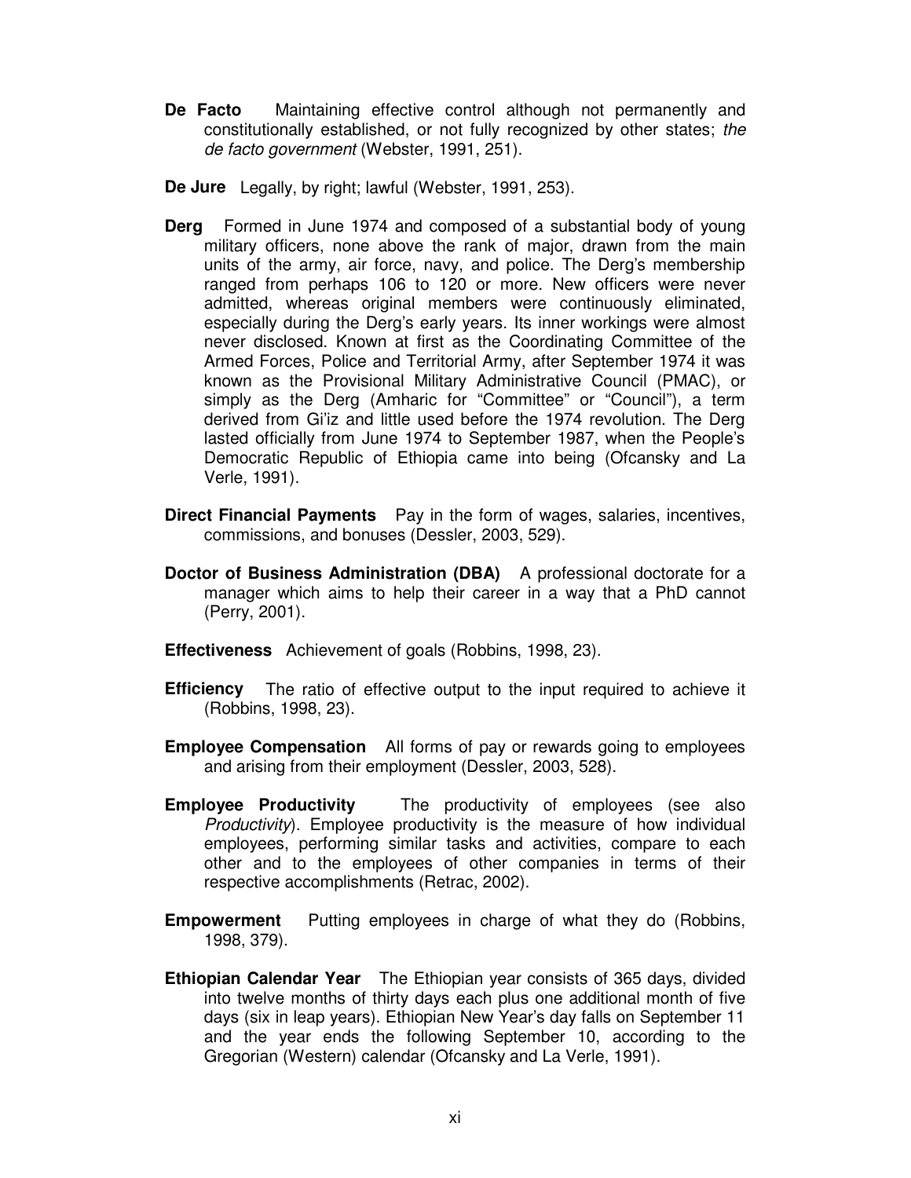**De Facto** Maintaining effective control although not permanently and constitutionally established, or not fully recognized by other states; *the de facto government* (Webster, 1991, 251).

**De Jure** Legally, by right; lawful (Webster, 1991, 253).

**Derg** Formed in June 1974 and composed of a substantial body of young military officers, none above the rank of major, drawn from the main units of the army, air force, navy, and police. The Derg's membership ranged from perhaps 106 to 120 or more. New officers were never admitted, whereas original members were continuously eliminated, especially during the Derg's early years. Its inner workings were almost never disclosed. Known at first as the Coordinating Committee of the Armed Forces, Police and Territorial Army, after September 1974 it was known as the Provisional Military Administrative Council (PMAC), or simply as the Derg (Amharic for "Committee" or "Council"), a term derived from Gi'iz and little used before the 1974 revolution. The Derg lasted officially from June 1974 to September 1987, when the People's Democratic Republic of Ethiopia came into being (Ofcansky and La Verle, 1991).

**Direct Financial Payments** Pay in the form of wages, salaries, incentives, commissions, and bonuses (Dessler, 2003, 529).

**Doctor of Business Administration (DBA)** A professional doctorate for a manager which aims to help their career in a way that a PhD cannot (Perry, 2001).

**Effectiveness** Achievement of goals (Robbins, 1998, 23).

**Efficiency** The ratio of effective output to the input required to achieve it (Robbins, 1998, 23).

**Employee Compensation** All forms of pay or rewards going to employees and arising from their employment (Dessler, 2003, 528).

**Employee Productivity** The productivity of employees (see also *Productivity*). Employee productivity is the measure of how individual employees, performing similar tasks and activities, compare to each other and to the employees of other companies in terms of their respective accomplishments (Retrac, 2002).

**Empowerment** Putting employees in charge of what they do (Robbins, 1998, 379).

**Ethiopian Calendar Year** The Ethiopian year consists of 365 days, divided into twelve months of thirty days each plus one additional month of five days (six in leap years). Ethiopian New Year's day falls on September 11 and the year ends the following September 10, according to the Gregorian (Western) calendar (Ofcansky and La Verle, 1991).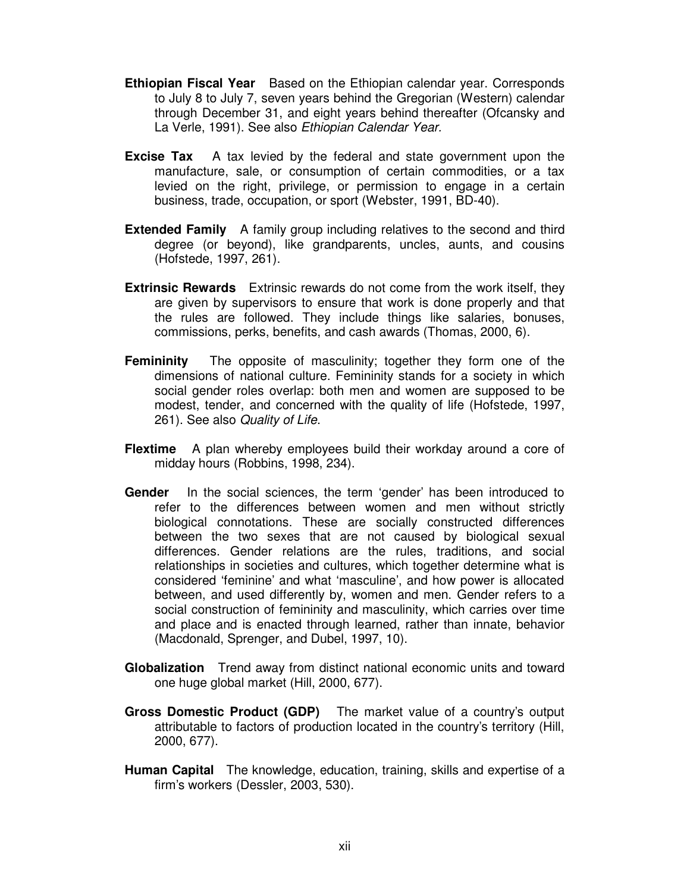**Ethiopian Fiscal Year** Based on the Ethiopian calendar year. Corresponds to July 8 to July 7, seven years behind the Gregorian (Western) calendar through December 31, and eight years behind thereafter (Ofcansky and La Verle, 1991). See also *Ethiopian Calendar Year.*

**Excise Tax** A tax levied by the federal and state government upon the manufacture, sale, or consumption of certain commodities, or a tax levied on the right, privilege, or permission to engage in a certain business, trade, occupation, or sport (Webster, 1991, BD-40).

**Extended Family** A family group including relatives to the second and third degree (or beyond), like grandparents, uncles, aunts, and cousins (Hofstede, 1997, 261).

**Extrinsic Rewards** Extrinsic rewards do not come from the work itself, they are given by supervisors to ensure that work is done properly and that the rules are followed. They include things like salaries, bonuses, commissions, perks, benefits, and cash awards (Thomas, 2000, 6).

**Femininity** The opposite of masculinity; together they form one of the dimensions of national culture. Femininity stands for a society in which social gender roles overlap: both men and women are supposed to be modest, tender, and concerned with the quality of life (Hofstede, 1997, 261). See also *Quality of Life*.

**Flextime** A plan whereby employees build their workday around a core of midday hours (Robbins, 1998, 234).

**Gender** In the social sciences, the term 'gender' has been introduced to refer to the differences between women and men without strictly biological connotations. These are socially constructed differences between the two sexes that are not caused by biological sexual differences. Gender relations are the rules, traditions, and social relationships in societies and cultures, which together determine what is considered 'feminine' and what 'masculine', and how power is allocated between, and used differently by, women and men. Gender refers to a social construction of femininity and masculinity, which carries over time and place and is enacted through learned, rather than innate, behavior (Macdonald, Sprenger, and Dubel, 1997, 10).

**Globalization** Trend away from distinct national economic units and toward one huge global market (Hill, 2000, 677).

**Gross Domestic Product (GDP)** The market value of a country's output attributable to factors of production located in the country's territory (Hill, 2000, 677).

**Human Capital** The knowledge, education, training, skills and expertise of a firm's workers (Dessler, 2003, 530).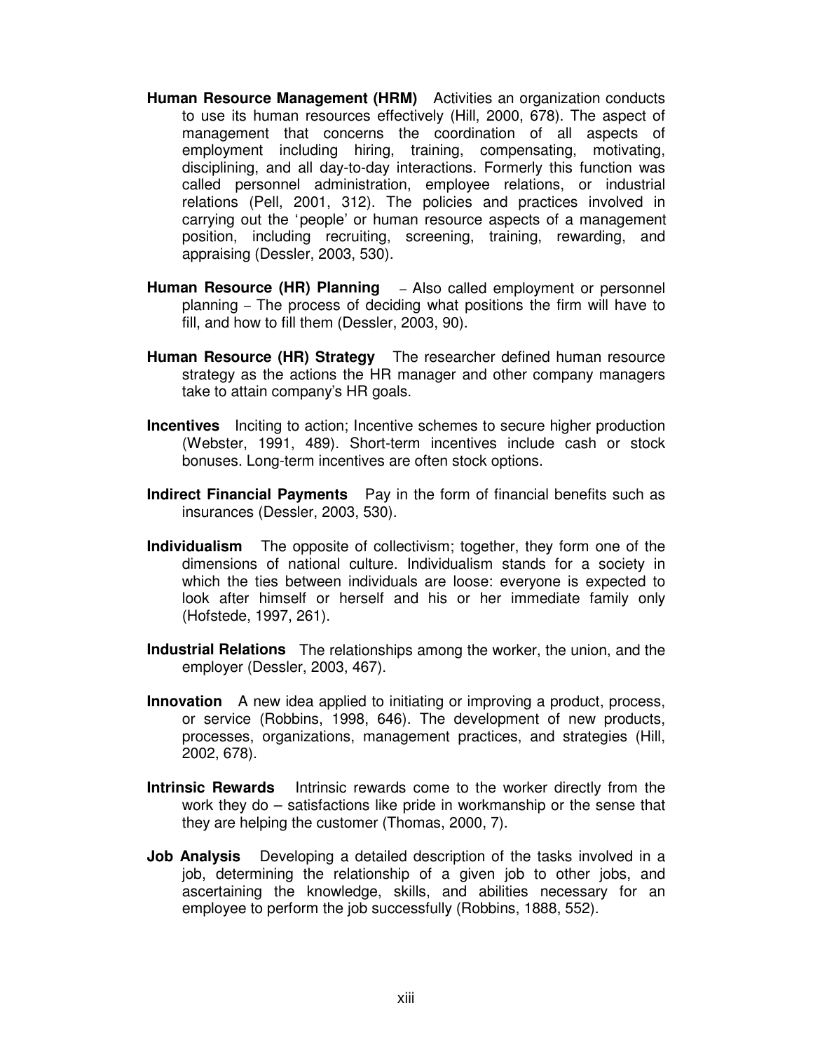**Human Resource Management (HRM)** Activities an organization conducts to use its human resources effectively (Hill, 2000, 678). The aspect of management that concerns the coordination of all aspects of employment including hiring, training, compensating, motivating, disciplining, and all day-to-day interactions. Formerly this function was called personnel administration, employee relations, or industrial relations (Pell, 2001, 312). The policies and practices involved in carrying out the 'people' or human resource aspects of a management position, including recruiting, screening, training, rewarding, and appraising (Dessler, 2003, 530).

**Human Resource (HR) Planning** – Also called employment or personnel planning – The process of deciding what positions the firm will have to fill, and how to fill them (Dessler, 2003, 90).

**Human Resource (HR) Strategy** The researcher defined human resource strategy as the actions the HR manager and other company managers take to attain company's HR goals.

**Incentives** Inciting to action; Incentive schemes to secure higher production (Webster, 1991, 489). Short-term incentives include cash or stock bonuses. Long-term incentives are often stock options.

**Indirect Financial Payments** Pay in the form of financial benefits such as insurances (Dessler, 2003, 530).

**Individualism** The opposite of collectivism; together, they form one of the dimensions of national culture. Individualism stands for a society in which the ties between individuals are loose: everyone is expected to look after himself or herself and his or her immediate family only (Hofstede, 1997, 261).

**Industrial Relations** The relationships among the worker, the union, and the employer (Dessler, 2003, 467).

**Innovation** A new idea applied to initiating or improving a product, process, or service (Robbins, 1998, 646). The development of new products, processes, organizations, management practices, and strategies (Hill, 2002, 678).

**Intrinsic Rewards** Intrinsic rewards come to the worker directly from the work they do – satisfactions like pride in workmanship or the sense that they are helping the customer (Thomas, 2000, 7).

**Job Analysis** Developing a detailed description of the tasks involved in a job, determining the relationship of a given job to other jobs, and ascertaining the knowledge, skills, and abilities necessary for an employee to perform the job successfully (Robbins, 1888, 552).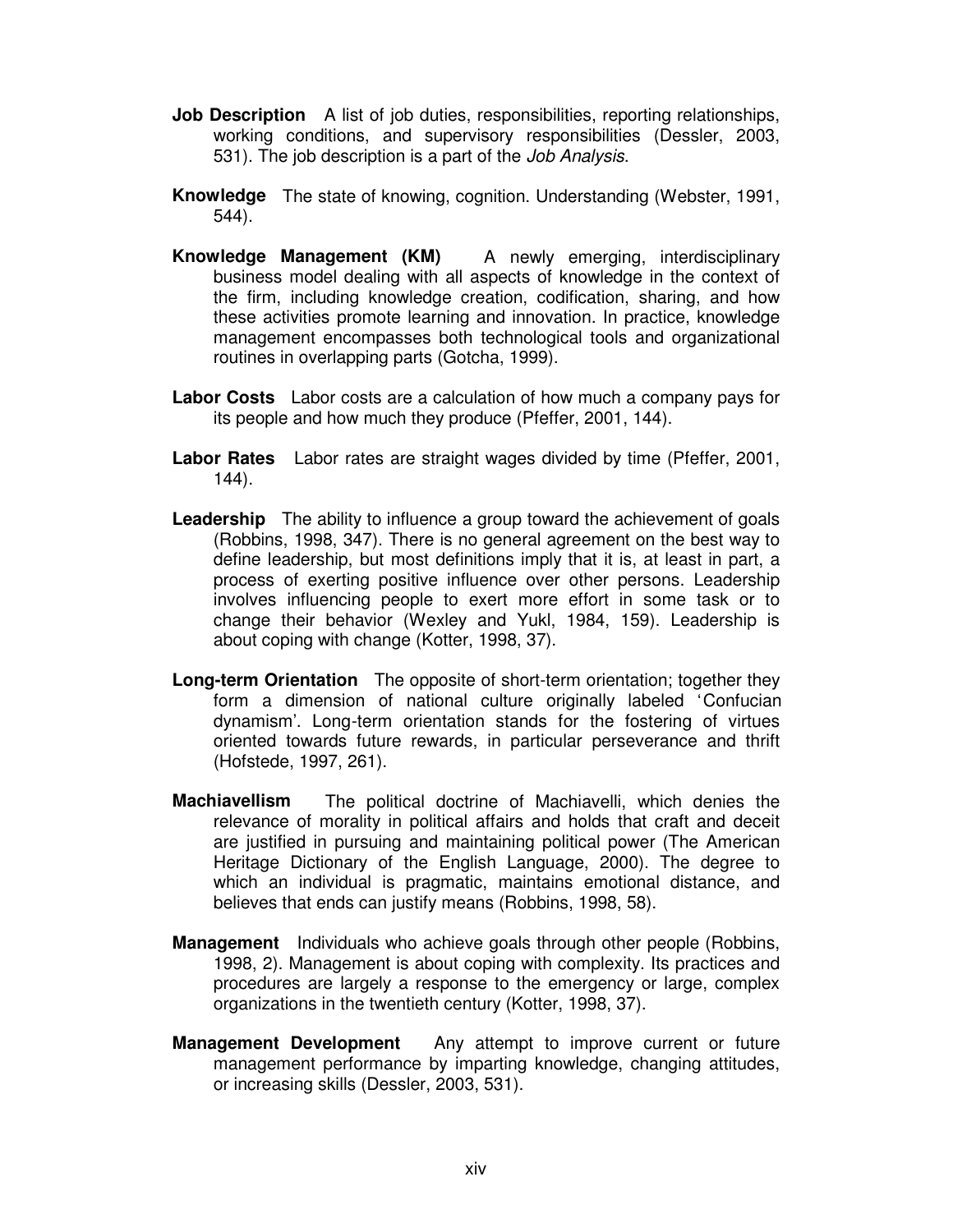**Job Description** A list of job duties, responsibilities, reporting relationships, working conditions, and supervisory responsibilities (Dessler, 2003, 531). The job description is a part of the *Job Analysis*.

**Knowledge** The state of knowing, cognition. Understanding (Webster, 1991, 544).

**Knowledge Management (KM)** A newly emerging, interdisciplinary business model dealing with all aspects of knowledge in the context of the firm, including knowledge creation, codification, sharing, and how these activities promote learning and innovation. In practice, knowledge management encompasses both technological tools and organizational routines in overlapping parts (Gotcha, 1999).

**Labor Costs** Labor costs are a calculation of how much a company pays for its people and how much they produce (Pfeffer, 2001, 144).

**Labor Rates** Labor rates are straight wages divided by time (Pfeffer, 2001, 144).

**Leadership** The ability to influence a group toward the achievement of goals (Robbins, 1998, 347). There is no general agreement on the best way to define leadership, but most definitions imply that it is, at least in part, a process of exerting positive influence over other persons. Leadership involves influencing people to exert more effort in some task or to change their behavior (Wexley and Yukl, 1984, 159). Leadership is about coping with change (Kotter, 1998, 37).

**Long-term Orientation** The opposite of short-term orientation; together they form a dimension of national culture originally labeled 'Confucian dynamism'. Long-term orientation stands for the fostering of virtues oriented towards future rewards, in particular perseverance and thrift (Hofstede, 1997, 261).

**Machiavellism** The political doctrine of Machiavelli, which denies the relevance of morality in political affairs and holds that craft and deceit are justified in pursuing and maintaining political power (The American Heritage Dictionary of the English Language, 2000). The degree to which an individual is pragmatic, maintains emotional distance, and believes that ends can justify means (Robbins, 1998, 58).

**Management** Individuals who achieve goals through other people (Robbins, 1998, 2). Management is about coping with complexity. Its practices and procedures are largely a response to the emergency or large, complex organizations in the twentieth century (Kotter, 1998, 37).

**Management Development** Any attempt to improve current or future management performance by imparting knowledge, changing attitudes, or increasing skills (Dessler, 2003, 531).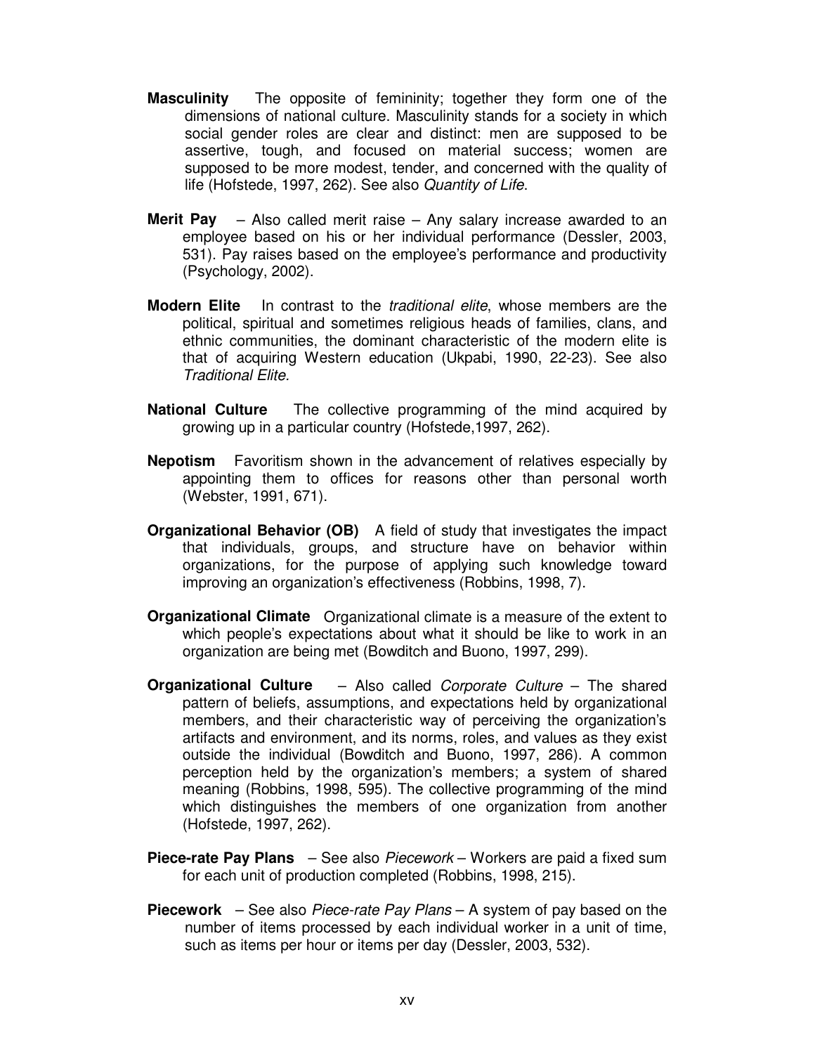**Masculinity** The opposite of femininity; together they form one of the dimensions of national culture. Masculinity stands for a society in which social gender roles are clear and distinct: men are supposed to be assertive, tough, and focused on material success; women are supposed to be more modest, tender, and concerned with the quality of life (Hofstede, 1997, 262). See also *Quantity of Life*.

**Merit Pay** – Also called merit raise – Any salary increase awarded to an employee based on his or her individual performance (Dessler, 2003, 531). Pay raises based on the employee's performance and productivity (Psychology, 2002).

**Modern Elite** In contrast to the *traditional elite*, whose members are the political, spiritual and sometimes religious heads of families, clans, and ethnic communities, the dominant characteristic of the modern elite is that of acquiring Western education (Ukpabi, 1990, 22-23). See also *Traditional Elite.*

**National Culture** The collective programming of the mind acquired by growing up in a particular country (Hofstede,1997, 262).

**Nepotism** Favoritism shown in the advancement of relatives especially by appointing them to offices for reasons other than personal worth (Webster, 1991, 671).

**Organizational Behavior (OB)** A field of study that investigates the impact that individuals, groups, and structure have on behavior within organizations, for the purpose of applying such knowledge toward improving an organization's effectiveness (Robbins, 1998, 7).

**Organizational Climate** Organizational climate is a measure of the extent to which people's expectations about what it should be like to work in an organization are being met (Bowditch and Buono, 1997, 299).

**Organizational Culture** – Also called *Corporate Culture* – The shared pattern of beliefs, assumptions, and expectations held by organizational members, and their characteristic way of perceiving the organization's artifacts and environment, and its norms, roles, and values as they exist outside the individual (Bowditch and Buono, 1997, 286). A common perception held by the organization's members; a system of shared meaning (Robbins, 1998, 595). The collective programming of the mind which distinguishes the members of one organization from another (Hofstede, 1997, 262).

**Piece-rate Pay Plans** – See also *Piecework* – Workers are paid a fixed sum for each unit of production completed (Robbins, 1998, 215).

**Piecework** – See also *Piece-rate Pay Plans* – A system of pay based on the number of items processed by each individual worker in a unit of time, such as items per hour or items per day (Dessler, 2003, 532).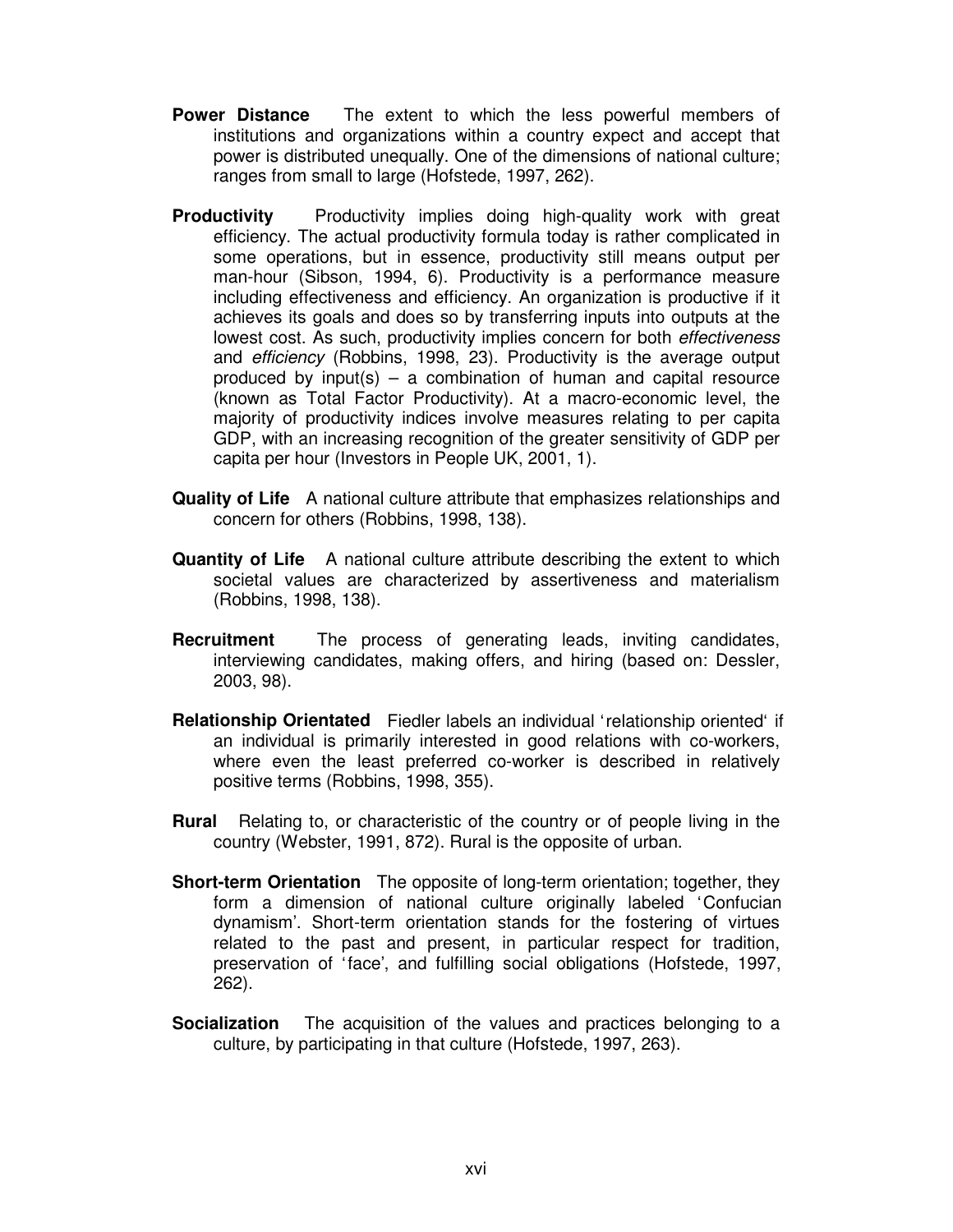**Power Distance** The extent to which the less powerful members of institutions and organizations within a country expect and accept that power is distributed unequally. One of the dimensions of national culture; ranges from small to large (Hofstede, 1997, 262).

**Productivity** Productivity implies doing high-quality work with great efficiency. The actual productivity formula today is rather complicated in some operations, but in essence, productivity still means output per man-hour (Sibson, 1994, 6). Productivity is a performance measure including effectiveness and efficiency. An organization is productive if it achieves its goals and does so by transferring inputs into outputs at the lowest cost. As such, productivity implies concern for both *effectiveness* and *efficiency* (Robbins, 1998, 23). Productivity is the average output produced by input(s) – a combination of human and capital resource (known as Total Factor Productivity). At a macro-economic level, the majority of productivity indices involve measures relating to per capita GDP, with an increasing recognition of the greater sensitivity of GDP per capita per hour (Investors in People UK, 2001, 1).

**Quality of Life** A national culture attribute that emphasizes relationships and concern for others (Robbins, 1998, 138).

**Quantity of Life** A national culture attribute describing the extent to which societal values are characterized by assertiveness and materialism (Robbins, 1998, 138).

**Recruitment** The process of generating leads, inviting candidates, interviewing candidates, making offers, and hiring (based on: Dessler, 2003, 98).

**Relationship Orientated** Fiedler labels an individual 'relationship oriented' if an individual is primarily interested in good relations with co-workers, where even the least preferred co-worker is described in relatively positive terms (Robbins, 1998, 355).

**Rural** Relating to, or characteristic of the country or of people living in the country (Webster, 1991, 872). Rural is the opposite of urban.

**Short-term Orientation** The opposite of long-term orientation; together, they form a dimension of national culture originally labeled 'Confucian dynamism'. Short-term orientation stands for the fostering of virtues related to the past and present, in particular respect for tradition, preservation of 'face', and fulfilling social obligations (Hofstede, 1997, 262).

**Socialization** The acquisition of the values and practices belonging to a culture, by participating in that culture (Hofstede, 1997, 263).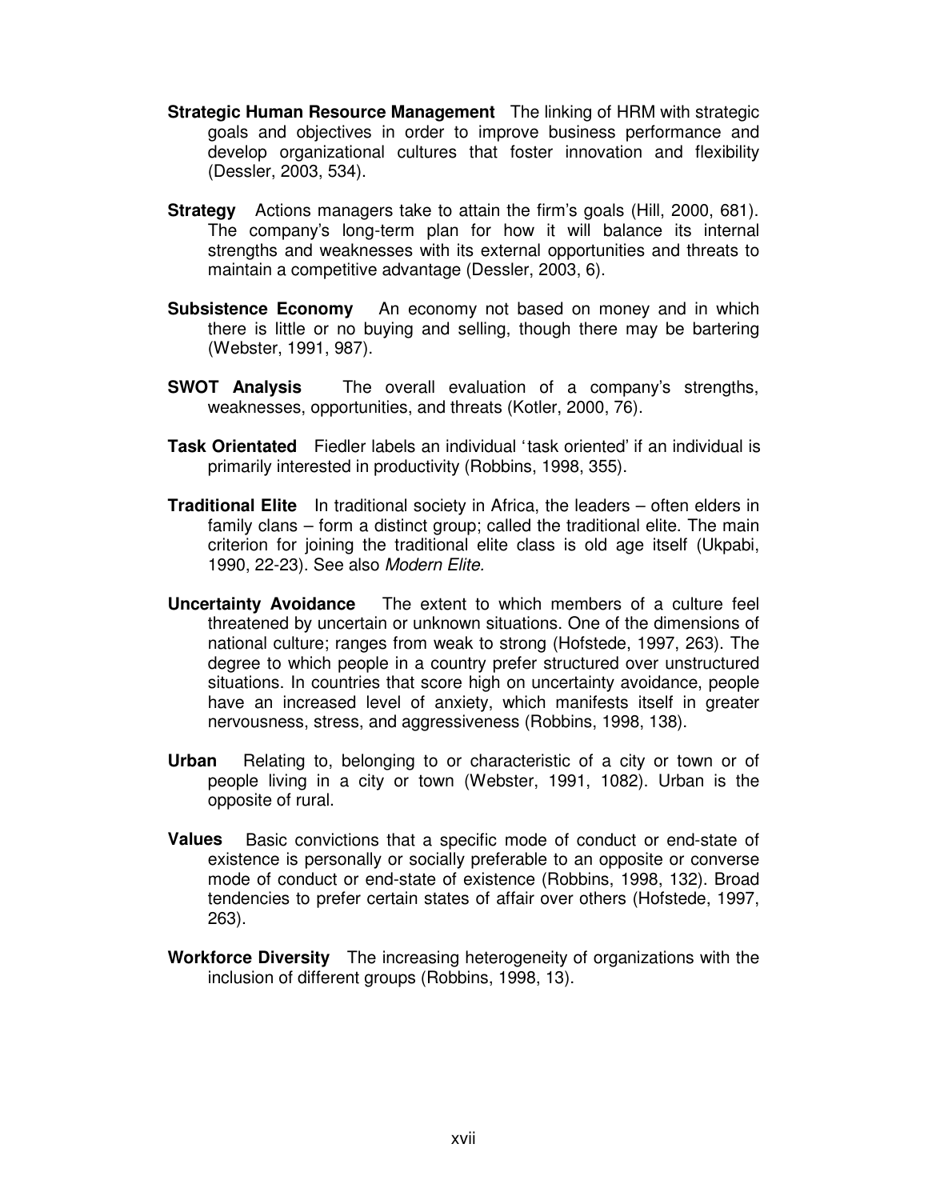**Strategic Human Resource Management** The linking of HRM with strategic goals and objectives in order to improve business performance and develop organizational cultures that foster innovation and flexibility (Dessler, 2003, 534).

**Strategy** Actions managers take to attain the firm's goals (Hill, 2000, 681). The company's long-term plan for how it will balance its internal strengths and weaknesses with its external opportunities and threats to maintain a competitive advantage (Dessler, 2003, 6).

**Subsistence Economy** An economy not based on money and in which there is little or no buying and selling, though there may be bartering (Webster, 1991, 987).

**SWOT Analysis** The overall evaluation of a company's strengths, weaknesses, opportunities, and threats (Kotler, 2000, 76).

**Task Orientated** Fiedler labels an individual 'task oriented' if an individual is primarily interested in productivity (Robbins, 1998, 355).

**Traditional Elite** In traditional society in Africa, the leaders – often elders in family clans – form a distinct group; called the traditional elite. The main criterion for joining the traditional elite class is old age itself (Ukpabi, 1990, 22-23). See also *Modern Elite.*

**Uncertainty Avoidance** The extent to which members of a culture feel threatened by uncertain or unknown situations. One of the dimensions of national culture; ranges from weak to strong (Hofstede, 1997, 263). The degree to which people in a country prefer structured over unstructured situations. In countries that score high on uncertainty avoidance, people have an increased level of anxiety, which manifests itself in greater nervousness, stress, and aggressiveness (Robbins, 1998, 138).

**Urban** Relating to, belonging to or characteristic of a city or town or of people living in a city or town (Webster, 1991, 1082). Urban is the opposite of rural.

**Values** Basic convictions that a specific mode of conduct or end-state of existence is personally or socially preferable to an opposite or converse mode of conduct or end-state of existence (Robbins, 1998, 132). Broad tendencies to prefer certain states of affair over others (Hofstede, 1997, 263).

**Workforce Diversity** The increasing heterogeneity of organizations with the inclusion of different groups (Robbins, 1998, 13).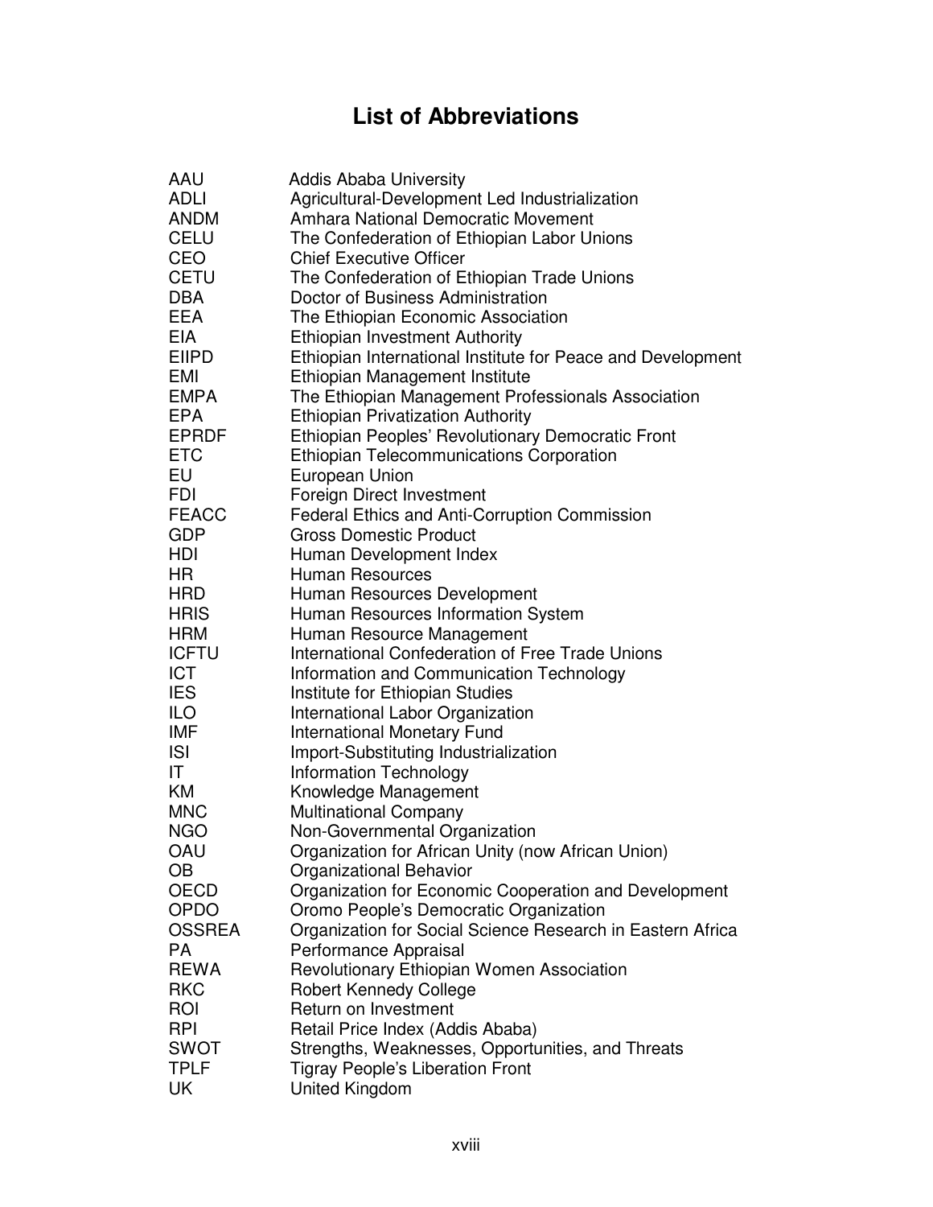# List of Abbreviations

| | |
|---|---|
| AAU | Addis Ababa University |
| ADLI | Agricultural-Development Led Industrialization |
| ANDM | Amhara National Democratic Movement |
| CELU | The Confederation of Ethiopian Labor Unions |
| CEO | Chief Executive Officer |
| CETU | The Confederation of Ethiopian Trade Unions |
| DBA | Doctor of Business Administration |
| EEA | The Ethiopian Economic Association |
| EIA | Ethiopian Investment Authority |
| EIIPD | Ethiopian International Institute for Peace and Development |
| EMI | Ethiopian Management Institute |
| EMPA | The Ethiopian Management Professionals Association |
| EPA | Ethiopian Privatization Authority |
| EPRDF | Ethiopian Peoples' Revolutionary Democratic Front |
| ETC | Ethiopian Telecommunications Corporation |
| EU | European Union |
| FDI | Foreign Direct Investment |
| FEACC | Federal Ethics and Anti-Corruption Commission |
| GDP | Gross Domestic Product |
| HDI | Human Development Index |
| HR | Human Resources |
| HRD | Human Resources Development |
| HRIS | Human Resources Information System |
| HRM | Human Resource Management |
| ICFTU | International Confederation of Free Trade Unions |
| ICT | Information and Communication Technology |
| IES | Institute for Ethiopian Studies |
| ILO | International Labor Organization |
| IMF | International Monetary Fund |
| ISI | Import-Substituting Industrialization |
| IT | Information Technology |
| KM | Knowledge Management |
| MNC | Multinational Company |
| NGO | Non-Governmental Organization |
| OAU | Organization for African Unity (now African Union) |
| OB | Organizational Behavior |
| OECD | Organization for Economic Cooperation and Development |
| OPDO | Oromo People's Democratic Organization |
| OSSREA | Organization for Social Science Research in Eastern Africa |
| PA | Performance Appraisal |
| REWA | Revolutionary Ethiopian Women Association |
| RKC | Robert Kennedy College |
| ROI | Return on Investment |
| RPI | Retail Price Index (Addis Ababa) |
| SWOT | Strengths, Weaknesses, Opportunities, and Threats |
| TPLF | Tigray People's Liberation Front |
| UK | United Kingdom |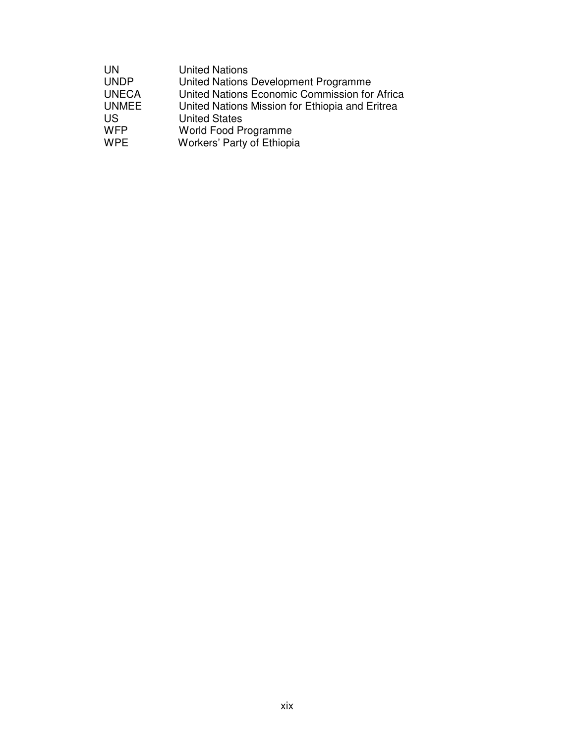| | |
|---|---|
| UN | United Nations |
| UNDP | United Nations Development Programme |
| UNECA | United Nations Economic Commission for Africa |
| UNMEE | United Nations Mission for Ethiopia and Eritrea |
| US | United States |
| WFP | World Food Programme |
| WPE | Workers' Party of Ethiopia |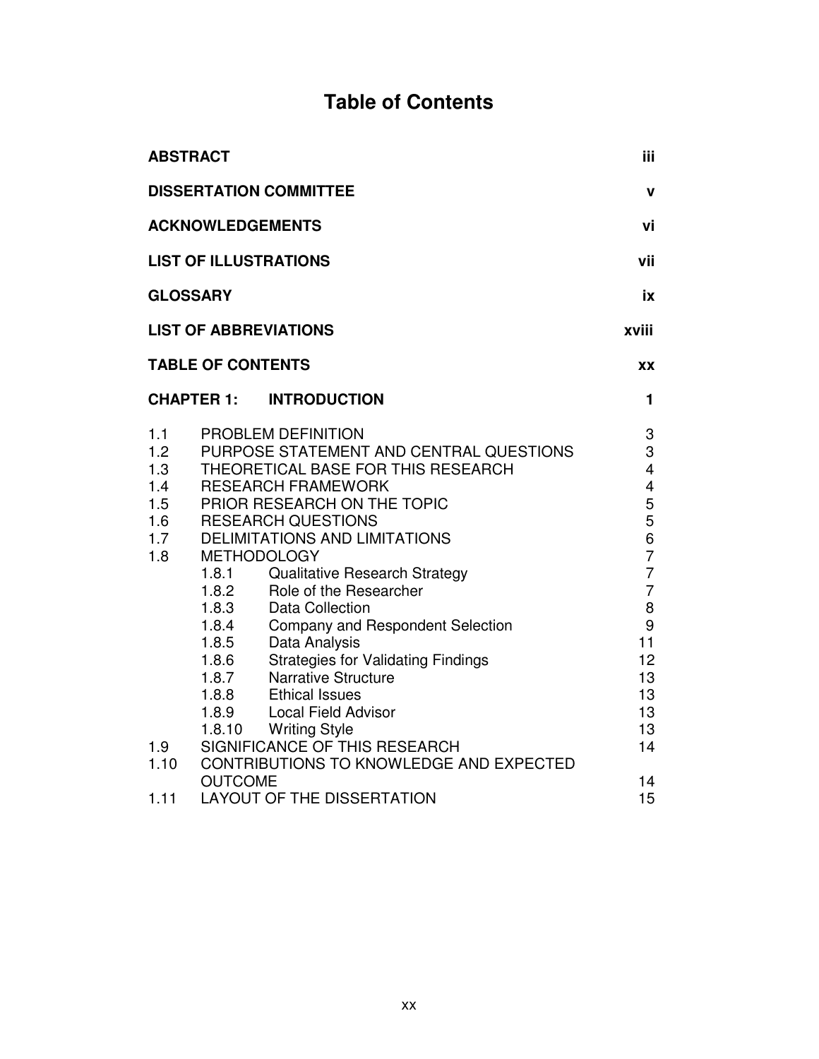# Table of Contents

| | |
|---|---|
| **ABSTRACT** | **iii** |
| **DISSERTATION COMMITTEE** | **v** |
| **ACKNOWLEDGEMENTS** | **vi** |
| **LIST OF ILLUSTRATIONS** | **vii** |
| **GLOSSARY** | **ix** |
| **LIST OF ABBREVIATIONS** | **xviii** |
| **TABLE OF CONTENTS** | **xx** |
| **CHAPTER 1: INTRODUCTION** | **1** |
| 1.1 PROBLEM DEFINITION | 3 |
| 1.2 PURPOSE STATEMENT AND CENTRAL QUESTIONS | 3 |
| 1.3 THEORETICAL BASE FOR THIS RESEARCH | 4 |
| 1.4 RESEARCH FRAMEWORK | 4 |
| 1.5 PRIOR RESEARCH ON THE TOPIC | 5 |
| 1.6 RESEARCH QUESTIONS | 5 |
| 1.7 DELIMITATIONS AND LIMITATIONS | 6 |
| 1.8 METHODOLOGY | 7 |
| 1.8.1 Qualitative Research Strategy | 7 |
| 1.8.2 Role of the Researcher | 7 |
| 1.8.3 Data Collection | 8 |
| 1.8.4 Company and Respondent Selection | 9 |
| 1.8.5 Data Analysis | 11 |
| 1.8.6 Strategies for Validating Findings | 12 |
| 1.8.7 Narrative Structure | 13 |
| 1.8.8 Ethical Issues | 13 |
| 1.8.9 Local Field Advisor | 13 |
| 1.8.10 Writing Style | 13 |
| 1.9 SIGNIFICANCE OF THIS RESEARCH | 14 |
| 1.10 CONTRIBUTIONS TO KNOWLEDGE AND EXPECTED OUTCOME | 14 |
| 1.11 LAYOUT OF THE DISSERTATION | 15 |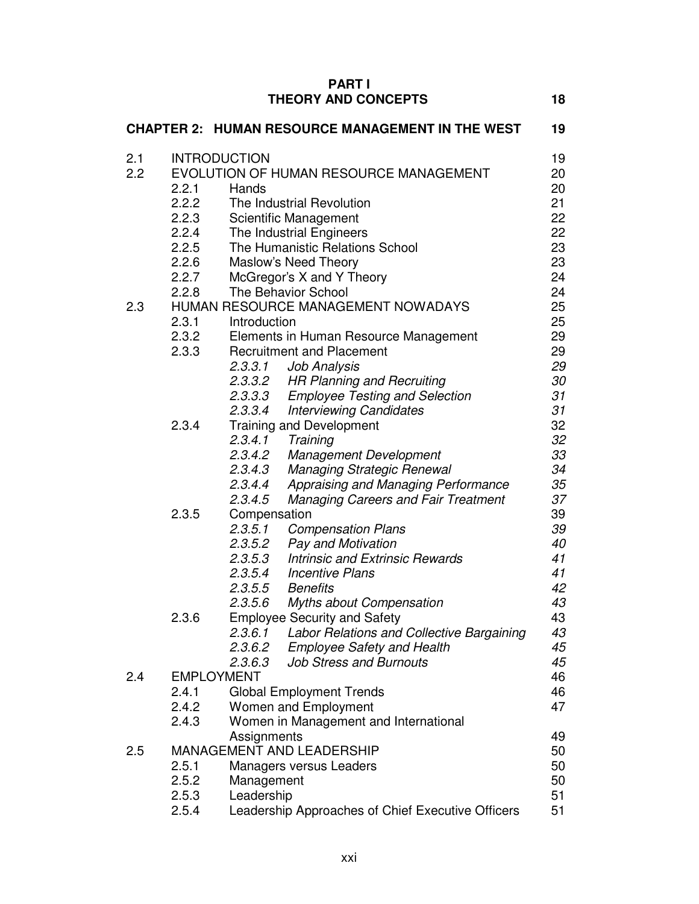**PART I**
**THEORY AND CONCEPTS** 18

**CHAPTER 2: HUMAN RESOURCE MANAGEMENT IN THE WEST** 19

| | | | |
|---|---|---|---|
| 2.1 | INTRODUCTION | | 19 |
| 2.2 | EVOLUTION OF HUMAN RESOURCE MANAGEMENT | | 20 |
| | 2.2.1 | Hands | 20 |
| | 2.2.2 | The Industrial Revolution | 21 |
| | 2.2.3 | Scientific Management | 22 |
| | 2.2.4 | The Industrial Engineers | 22 |
| | 2.2.5 | The Humanistic Relations School | 23 |
| | 2.2.6 | Maslow's Need Theory | 23 |
| | 2.2.7 | McGregor's X and Y Theory | 24 |
| | 2.2.8 | The Behavior School | 24 |
| 2.3 | HUMAN RESOURCE MANAGEMENT NOWADAYS | | 25 |
| | 2.3.1 | Introduction | 25 |
| | 2.3.2 | Elements in Human Resource Management | 29 |
| | 2.3.3 | Recruitment and Placement | 29 |
| | | *2.3.3.1 Job Analysis* | *29* |
| | | *2.3.3.2 HR Planning and Recruiting* | *30* |
| | | *2.3.3.3 Employee Testing and Selection* | *31* |
| | | *2.3.3.4 Interviewing Candidates* | *31* |
| | 2.3.4 | Training and Development | 32 |
| | | *2.3.4.1 Training* | *32* |
| | | *2.3.4.2 Management Development* | *33* |
| | | *2.3.4.3 Managing Strategic Renewal* | *34* |
| | | *2.3.4.4 Appraising and Managing Performance* | *35* |
| | | *2.3.4.5 Managing Careers and Fair Treatment* | *37* |
| | 2.3.5 | Compensation | 39 |
| | | *2.3.5.1 Compensation Plans* | *39* |
| | | *2.3.5.2 Pay and Motivation* | *40* |
| | | *2.3.5.3 Intrinsic and Extrinsic Rewards* | *41* |
| | | *2.3.5.4 Incentive Plans* | *41* |
| | | *2.3.5.5 Benefits* | *42* |
| | | *2.3.5.6 Myths about Compensation* | *43* |
| | 2.3.6 | Employee Security and Safety | 43 |
| | | *2.3.6.1 Labor Relations and Collective Bargaining* | *43* |
| | | *2.3.6.2 Employee Safety and Health* | *45* |
| | | *2.3.6.3 Job Stress and Burnouts* | *45* |
| 2.4 | EMPLOYMENT | | 46 |
| | 2.4.1 | Global Employment Trends | 46 |
| | 2.4.2 | Women and Employment | 47 |
| | 2.4.3 | Women in Management and International Assignments | 49 |
| 2.5 | MANAGEMENT AND LEADERSHIP | | 50 |
| | 2.5.1 | Managers versus Leaders | 50 |
| | 2.5.2 | Management | 50 |
| | 2.5.3 | Leadership | 51 |
| | 2.5.4 | Leadership Approaches of Chief Executive Officers | 51 |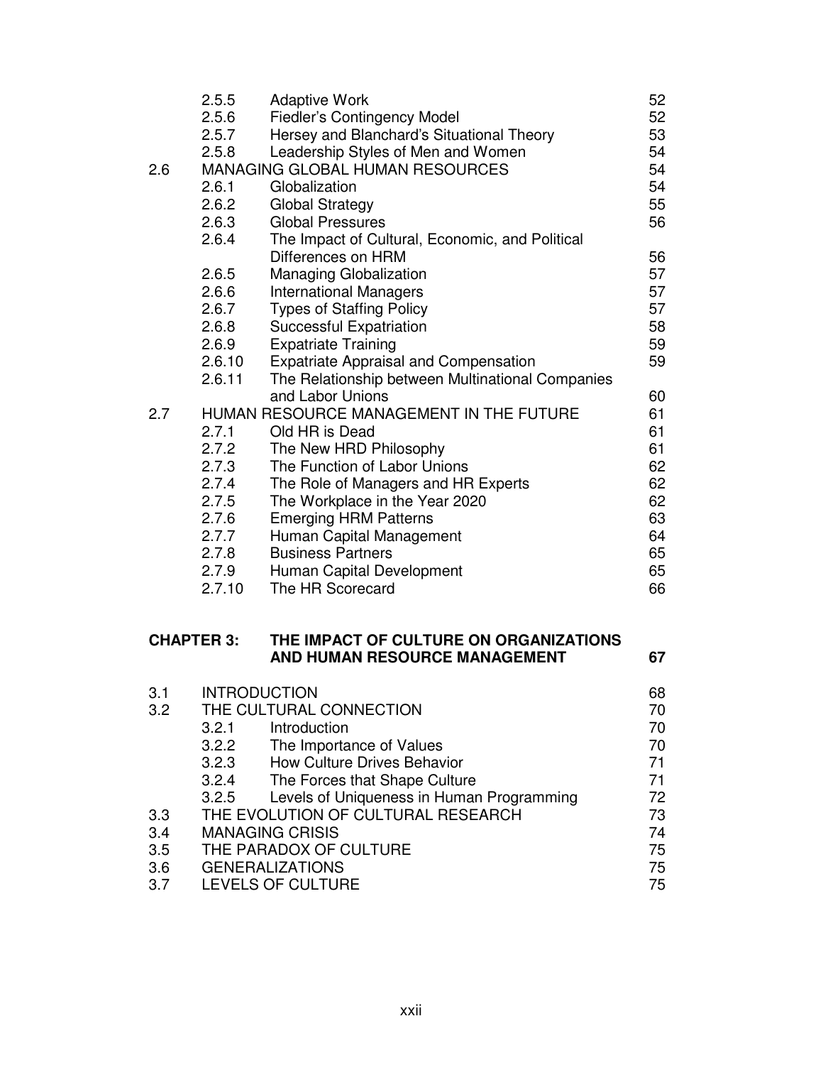| | | | |
|---|---|---|---|
| | 2.5.5 | Adaptive Work | 52 |
| | 2.5.6 | Fiedler's Contingency Model | 52 |
| | 2.5.7 | Hersey and Blanchard's Situational Theory | 53 |
| | 2.5.8 | Leadership Styles of Men and Women | 54 |
| 2.6 | MANAGING GLOBAL HUMAN RESOURCES | | 54 |
| | 2.6.1 | Globalization | 54 |
| | 2.6.2 | Global Strategy | 55 |
| | 2.6.3 | Global Pressures | 56 |
| | 2.6.4 | The Impact of Cultural, Economic, and Political Differences on HRM | 56 |
| | 2.6.5 | Managing Globalization | 57 |
| | 2.6.6 | International Managers | 57 |
| | 2.6.7 | Types of Staffing Policy | 57 |
| | 2.6.8 | Successful Expatriation | 58 |
| | 2.6.9 | Expatriate Training | 59 |
| | 2.6.10 | Expatriate Appraisal and Compensation | 59 |
| | 2.6.11 | The Relationship between Multinational Companies and Labor Unions | 60 |
| 2.7 | HUMAN RESOURCE MANAGEMENT IN THE FUTURE | | 61 |
| | 2.7.1 | Old HR is Dead | 61 |
| | 2.7.2 | The New HRD Philosophy | 61 |
| | 2.7.3 | The Function of Labor Unions | 62 |
| | 2.7.4 | The Role of Managers and HR Experts | 62 |
| | 2.7.5 | The Workplace in the Year 2020 | 62 |
| | 2.7.6 | Emerging HRM Patterns | 63 |
| | 2.7.7 | Human Capital Management | 64 |
| | 2.7.8 | Business Partners | 65 |
| | 2.7.9 | Human Capital Development | 65 |
| | 2.7.10 | The HR Scorecard | 66 |

**CHAPTER 3: THE IMPACT OF CULTURE ON ORGANIZATIONS AND HUMAN RESOURCE MANAGEMENT** **67**

| | | | |
|---|---|---|---|
| 3.1 | INTRODUCTION | | 68 |
| 3.2 | THE CULTURAL CONNECTION | | 70 |
| | 3.2.1 | Introduction | 70 |
| | 3.2.2 | The Importance of Values | 70 |
| | 3.2.3 | How Culture Drives Behavior | 71 |
| | 3.2.4 | The Forces that Shape Culture | 71 |
| | 3.2.5 | Levels of Uniqueness in Human Programming | 72 |
| 3.3 | THE EVOLUTION OF CULTURAL RESEARCH | | 73 |
| 3.4 | MANAGING CRISIS | | 74 |
| 3.5 | THE PARADOX OF CULTURE | | 75 |
| 3.6 | GENERALIZATIONS | | 75 |
| 3.7 | LEVELS OF CULTURE | | 75 |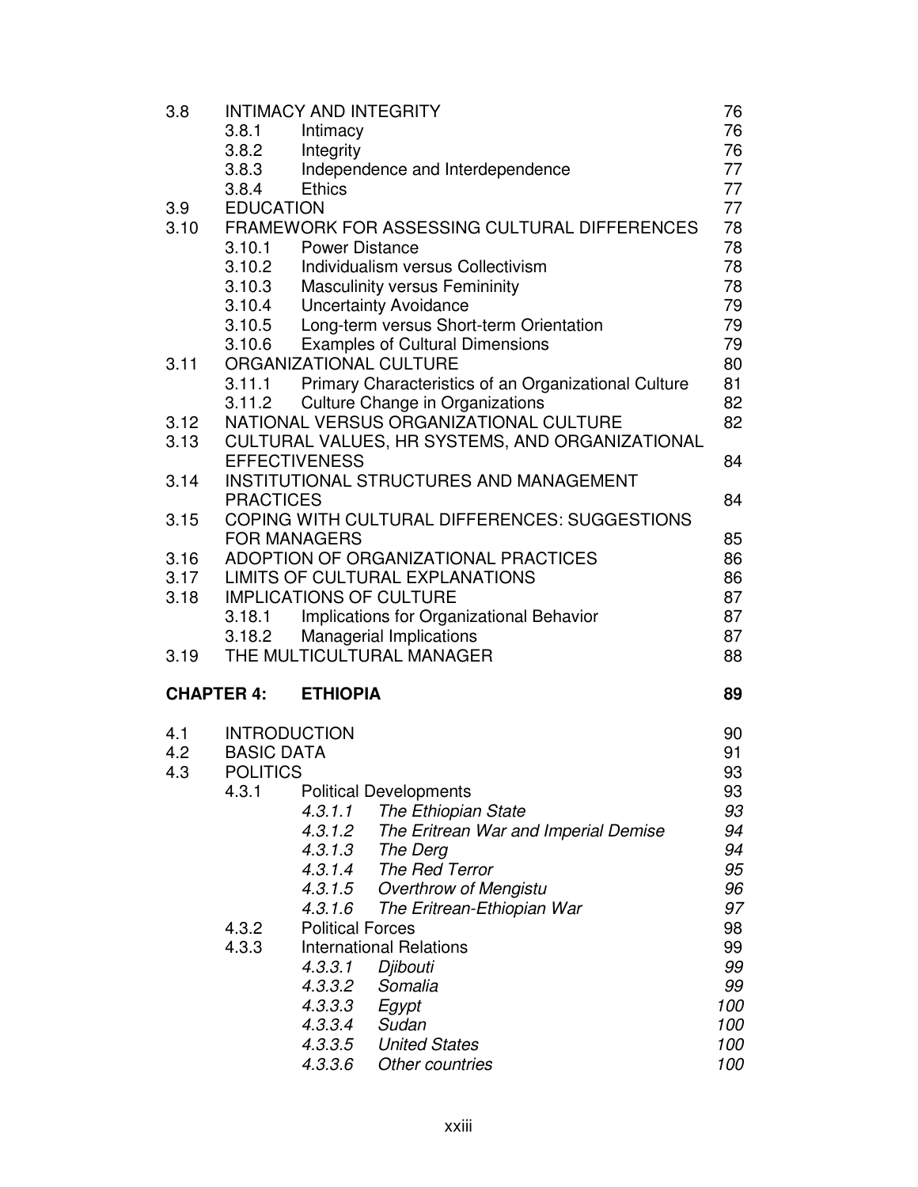| | | |
|---|---|---|
| 3.8 | INTIMACY AND INTEGRITY | 76 |
| | 3.8.1 Intimacy | 76 |
| | 3.8.2 Integrity | 76 |
| | 3.8.3 Independence and Interdependence | 77 |
| | 3.8.4 Ethics | 77 |
| 3.9 | EDUCATION | 77 |
| 3.10 | FRAMEWORK FOR ASSESSING CULTURAL DIFFERENCES | 78 |
| | 3.10.1 Power Distance | 78 |
| | 3.10.2 Individualism versus Collectivism | 78 |
| | 3.10.3 Masculinity versus Femininity | 78 |
| | 3.10.4 Uncertainty Avoidance | 79 |
| | 3.10.5 Long-term versus Short-term Orientation | 79 |
| | 3.10.6 Examples of Cultural Dimensions | 79 |
| 3.11 | ORGANIZATIONAL CULTURE | 80 |
| | 3.11.1 Primary Characteristics of an Organizational Culture | 81 |
| | 3.11.2 Culture Change in Organizations | 82 |
| 3.12 | NATIONAL VERSUS ORGANIZATIONAL CULTURE | 82 |
| 3.13 | CULTURAL VALUES, HR SYSTEMS, AND ORGANIZATIONAL EFFECTIVENESS | 84 |
| 3.14 | INSTITUTIONAL STRUCTURES AND MANAGEMENT PRACTICES | 84 |
| 3.15 | COPING WITH CULTURAL DIFFERENCES: SUGGESTIONS FOR MANAGERS | 85 |
| 3.16 | ADOPTION OF ORGANIZATIONAL PRACTICES | 86 |
| 3.17 | LIMITS OF CULTURAL EXPLANATIONS | 86 |
| 3.18 | IMPLICATIONS OF CULTURE | 87 |
| | 3.18.1 Implications for Organizational Behavior | 87 |
| | 3.18.2 Managerial Implications | 87 |
| 3.19 | THE MULTICULTURAL MANAGER | 88 |

**CHAPTER 4: ETHIOPIA** **89**

| | | |
|---|---|---|
| 4.1 | INTRODUCTION | 90 |
| 4.2 | BASIC DATA | 91 |
| 4.3 | POLITICS | 93 |
| | 4.3.1 Political Developments | 93 |
| | *4.3.1.1 The Ethiopian State* | *93* |
| | *4.3.1.2 The Eritrean War and Imperial Demise* | *94* |
| | *4.3.1.3 The Derg* | *94* |
| | *4.3.1.4 The Red Terror* | *95* |
| | *4.3.1.5 Overthrow of Mengistu* | *96* |
| | *4.3.1.6 The Eritrean-Ethiopian War* | *97* |
| | 4.3.2 Political Forces | 98 |
| | 4.3.3 International Relations | 99 |
| | *4.3.3.1 Djibouti* | *99* |
| | *4.3.3.2 Somalia* | *99* |
| | *4.3.3.3 Egypt* | *100* |
| | *4.3.3.4 Sudan* | *100* |
| | *4.3.3.5 United States* | *100* |
| | *4.3.3.6 Other countries* | *100* |